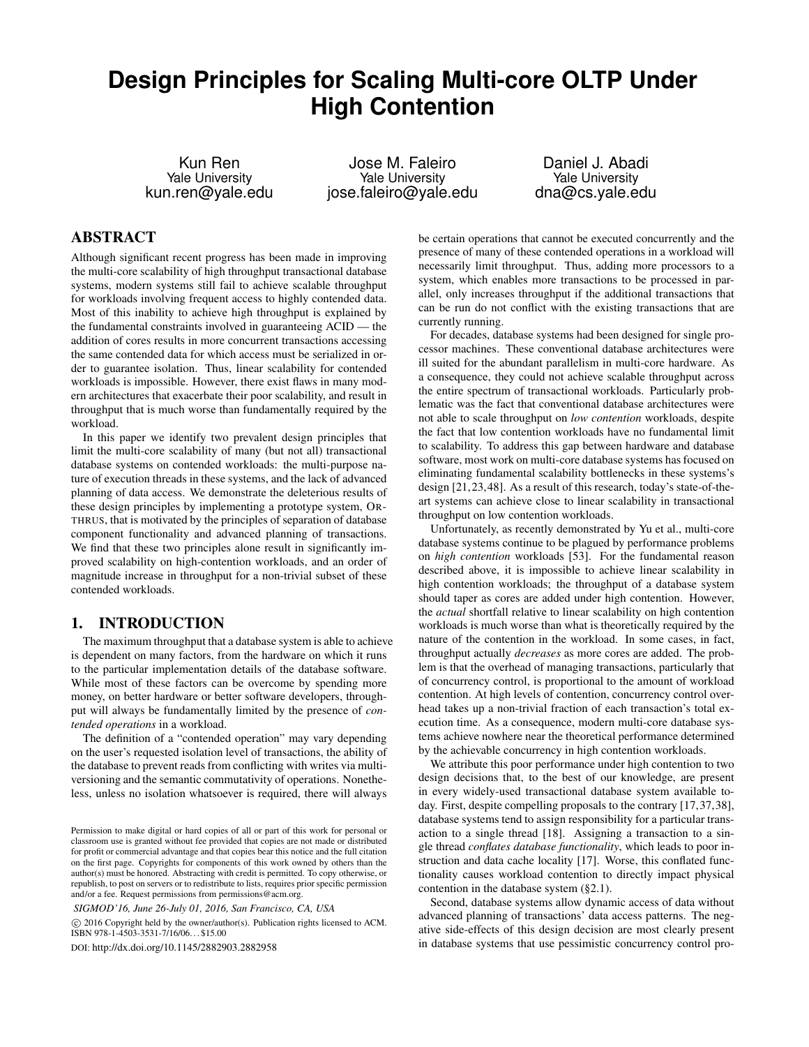# Design Principles for Scaling Multi-core OLTP Under High Contention

Kun Ren
Yale University
kun.ren@yale.edu

Jose M. Faleiro
Yale University
jose.faleiro@yale.edu

Daniel J. Abadi
Yale University
dna@cs.yale.edu

## ABSTRACT

Although significant recent progress has been made in improving the multi-core scalability of high throughput transactional database systems, modern systems still fail to achieve scalable throughput for workloads involving frequent access to highly contended data. Most of this inability to achieve high throughput is explained by the fundamental constraints involved in guaranteeing ACID — the addition of cores results in more concurrent transactions accessing the same contended data for which access must be serialized in order to guarantee isolation. Thus, linear scalability for contended workloads is impossible. However, there exist flaws in many modern architectures that exacerbate their poor scalability, and result in throughput that is much worse than fundamentally required by the workload.

In this paper we identify two prevalent design principles that limit the multi-core scalability of many (but not all) transactional database systems on contended workloads: the multi-purpose nature of execution threads in these systems, and the lack of advanced planning of data access. We demonstrate the deleterious results of these design principles by implementing a prototype system, ORTHRUS, that is motivated by the principles of separation of database component functionality and advanced planning of transactions. We find that these two principles alone result in significantly improved scalability on high-contention workloads, and an order of magnitude increase in throughput for a non-trivial subset of these contended workloads.

## 1. INTRODUCTION

The maximum throughput that a database system is able to achieve is dependent on many factors, from the hardware on which it runs to the particular implementation details of the database software. While most of these factors can be overcome by spending more money, on better hardware or better software developers, throughput will always be fundamentally limited by the presence of *contended operations* in a workload.

The definition of a "contended operation" may vary depending on the user's requested isolation level of transactions, the ability of the database to prevent reads from conflicting with writes via multi-versioning and the semantic commutativity of operations. Nonetheless, unless no isolation whatsoever is required, there will always be certain operations that cannot be executed concurrently and the presence of many of these contended operations in a workload will necessarily limit throughput. Thus, adding more processors to a system, which enables more transactions to be processed in parallel, only increases throughput if the additional transactions that can be run do not conflict with the existing transactions that are currently running.

For decades, database systems had been designed for single processor machines. These conventional database architectures were ill suited for the abundant parallelism in multi-core hardware. As a consequence, they could not achieve scalable throughput across the entire spectrum of transactional workloads. Particularly problematic was the fact that conventional database architectures were not able to scale throughput on *low contention* workloads, despite the fact that low contention workloads have no fundamental limit to scalability. To address this gap between hardware and database software, most work on multi-core database systems has focused on eliminating fundamental scalability bottlenecks in these systems's design [21,23,48]. As a result of this research, today's state-of-the-art systems can achieve close to linear scalability in transactional throughput on low contention workloads.

Unfortunately, as recently demonstrated by Yu et al., multi-core database systems continue to be plagued by performance problems on *high contention* workloads [53]. For the fundamental reason described above, it is impossible to achieve linear scalability in high contention workloads; the throughput of a database system should taper as cores are added under high contention. However, the *actual* shortfall relative to linear scalability on high contention workloads is much worse than what is theoretically required by the nature of the contention in the workload. In some cases, in fact, throughput actually *decreases* as more cores are added. The problem is that the overhead of managing transactions, particularly that of concurrency control, is proportional to the amount of workload contention. At high levels of contention, concurrency control overhead takes up a non-trivial fraction of each transaction's total execution time. As a consequence, modern multi-core database systems achieve nowhere near the theoretical performance determined by the achievable concurrency in high contention workloads.

We attribute this poor performance under high contention to two design decisions that, to the best of our knowledge, are present in every widely-used transactional database system available today. First, despite compelling proposals to the contrary [17,37,38], database systems tend to assign responsibility for a particular transaction to a single thread [18]. Assigning a transaction to a single thread *conflates database functionality*, which leads to poor instruction and data cache locality [17]. Worse, this conflated functionality causes workload contention to directly impact physical contention in the database system (§2.1).

Second, database systems allow dynamic access of data without advanced planning of transactions' data access patterns. The negative side-effects of this design decision are most clearly present in database systems that use pessimistic concurrency control pro-

Permission to make digital or hard copies of all or part of this work for personal or classroom use is granted without fee provided that copies are not made or distributed for profit or commercial advantage and that copies bear this notice and the full citation on the first page. Copyrights for components of this work owned by others than the author(s) must be honored. Abstracting with credit is permitted. To copy otherwise, or republish, to post on servers or to redistribute to lists, requires prior specific permission and/or a fee. Request permissions from permissions@acm.org.

*SIGMOD'16, June 26-July 01, 2016, San Francisco, CA, USA*

© 2016 Copyright held by the owner/author(s). Publication rights licensed to ACM. ISBN 978-1-4503-3531-7/16/06...$15.00

DOI: http://dx.doi.org/10.1145/2882903.2882958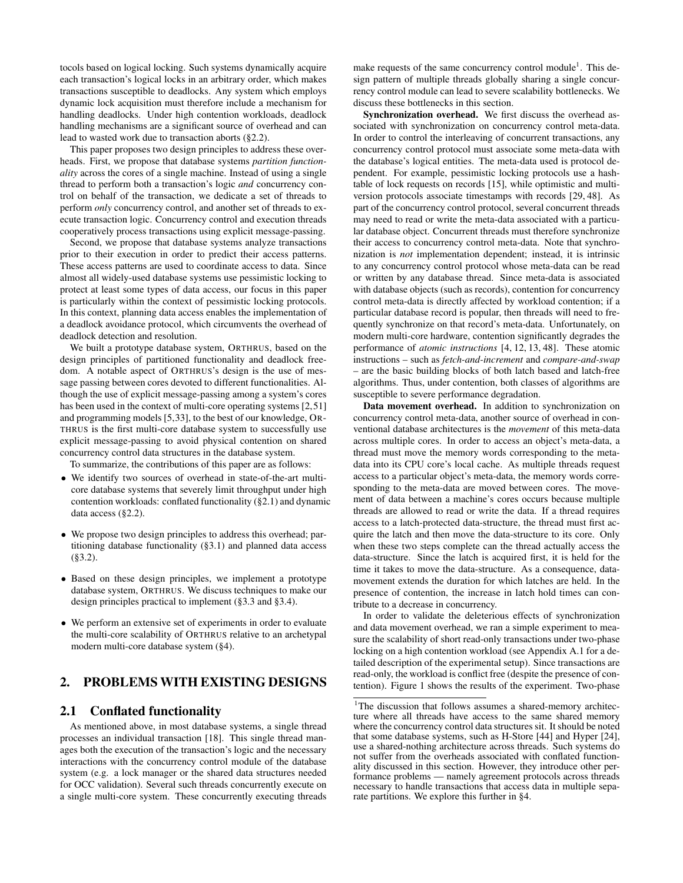tocols based on logical locking. Such systems dynamically acquire each transaction's logical locks in an arbitrary order, which makes transactions susceptible to deadlocks. Any system which employs dynamic lock acquisition must therefore include a mechanism for handling deadlocks. Under high contention workloads, deadlock handling mechanisms are a significant source of overhead and can lead to wasted work due to transaction aborts (§2.2).

This paper proposes two design principles to address these overheads. First, we propose that database systems *partition functionality* across the cores of a single machine. Instead of using a single thread to perform both a transaction's logic *and* concurrency control on behalf of the transaction, we dedicate a set of threads to perform *only* concurrency control, and another set of threads to execute transaction logic. Concurrency control and execution threads cooperatively process transactions using explicit message-passing.

Second, we propose that database systems analyze transactions prior to their execution in order to predict their access patterns. These access patterns are used to coordinate access to data. Since almost all widely-used database systems use pessimistic locking to protect at least some types of data access, our focus in this paper is particularly within the context of pessimistic locking protocols. In this context, planning data access enables the implementation of a deadlock avoidance protocol, which circumvents the overhead of deadlock detection and resolution.

We built a prototype database system, ORTHRUS, based on the design principles of partitioned functionality and deadlock freedom. A notable aspect of ORTHRUS's design is the use of message passing between cores devoted to different functionalities. Although the use of explicit message-passing among a system's cores has been used in the context of multi-core operating systems [2, 51] and programming models [5,33], to the best of our knowledge, ORTHRUS is the first multi-core database system to successfully use explicit message-passing to avoid physical contention on shared concurrency control data structures in the database system.

To summarize, the contributions of this paper are as follows:

- We identify two sources of overhead in state-of-the-art multi-core database systems that severely limit throughput under high contention workloads: conflated functionality (§2.1) and dynamic data access (§2.2).
- We propose two design principles to address this overhead; partitioning database functionality (§3.1) and planned data access (§3.2).
- Based on these design principles, we implement a prototype database system, ORTHRUS. We discuss techniques to make our design principles practical to implement (§3.3 and §3.4).
- We perform an extensive set of experiments in order to evaluate the multi-core scalability of ORTHRUS relative to an archetypal modern multi-core database system (§4).

## 2. PROBLEMS WITH EXISTING DESIGNS

### 2.1 Conflated functionality

As mentioned above, in most database systems, a single thread processes an individual transaction [18]. This single thread manages both the execution of the transaction's logic and the necessary interactions with the concurrency control module of the database system (e.g. a lock manager or the shared data structures needed for OCC validation). Several such threads concurrently execute on a single multi-core system. These concurrently executing threads make requests of the same concurrency control module[1]. This design pattern of multiple threads globally sharing a single concurrency control module can lead to severe scalability bottlenecks. We discuss these bottlenecks in this section.

**Synchronization overhead.** We first discuss the overhead associated with synchronization on concurrency control meta-data. In order to control the interleaving of concurrent transactions, any concurrency control protocol must associate some meta-data with the database's logical entities. The meta-data used is protocol dependent. For example, pessimistic locking protocols use a hash-table of lock requests on records [15], while optimistic and multi-version protocols associate timestamps with records [29, 48]. As part of the concurrency control protocol, several concurrent threads may need to read or write the meta-data associated with a particular database object. Concurrent threads must therefore synchronize their access to concurrency control meta-data. Note that synchronization is *not* implementation dependent; instead, it is intrinsic to any concurrency control protocol whose meta-data can be read or written by any database thread. Since meta-data is associated with database objects (such as records), contention for concurrency control meta-data is directly affected by workload contention; if a particular database record is popular, then threads will need to frequently synchronize on that record's meta-data. Unfortunately, on modern multi-core hardware, contention significantly degrades the performance of *atomic instructions* [4, 12, 13, 48]. These atomic instructions – such as *fetch-and-increment* and *compare-and-swap* – are the basic building blocks of both latch based and latch-free algorithms. Thus, under contention, both classes of algorithms are susceptible to severe performance degradation.

**Data movement overhead.** In addition to synchronization on concurrency control meta-data, another source of overhead in conventional database architectures is the *movement* of this meta-data across multiple cores. In order to access an object's meta-data, a thread must move the memory words corresponding to the meta-data into its CPU core's local cache. As multiple threads request access to a particular object's meta-data, the memory words corresponding to the meta-data are moved between cores. The movement of data between a machine's cores occurs because multiple threads are allowed to read or write the data. If a thread requires access to a latch-protected data-structure, the thread must first acquire the latch and then move the data-structure to its core. Only when these two steps complete can the thread actually access the data-structure. Since the latch is acquired first, it is held for the time it takes to move the data-structure. As a consequence, data-movement extends the duration for which latches are held. In the presence of contention, the increase in latch hold times can contribute to a decrease in concurrency.

In order to validate the deleterious effects of synchronization and data movement overhead, we ran a simple experiment to measure the scalability of short read-only transactions under two-phase locking on a high contention workload (see Appendix A.1 for a detailed description of the experimental setup). Since transactions are read-only, the workload is conflict free (despite the presence of contention). Figure 1 shows the results of the experiment. Two-phase

[1] The discussion that follows assumes a shared-memory architecture where all threads have access to the same shared memory where the concurrency control data structures sit. It should be noted that some database systems, such as H-Store [44] and Hyper [24], use a shared-nothing architecture across threads. Such systems do not suffer from the overheads associated with conflated functionality discussed in this section. However, they introduce other performance problems — namely agreement protocols across threads necessary to handle transactions that access data in multiple separate partitions. We explore this further in §4.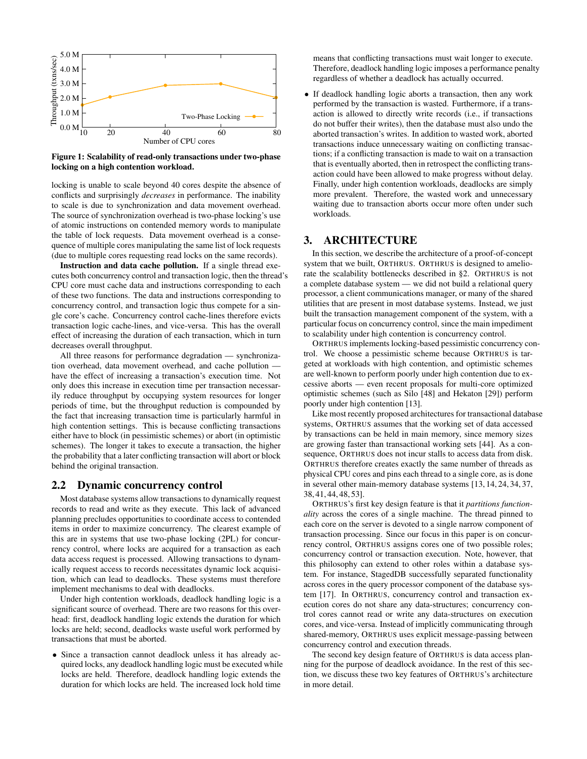Throughput (txns/sec)
5.0 M
4.0 M
3.0 M
2.0 M
1.0 M
0.0 M
10
20
40
60
80
Number of CPU cores
Two-Phase Locking

**Figure 1: Scalability of read-only transactions under two-phase locking on a high contention workload.**

locking is unable to scale beyond 40 cores despite the absence of conflicts and surprisingly *decreases* in performance. The inability to scale is due to synchronization and data movement overhead. The source of synchronization overhead is two-phase locking's use of atomic instructions on contended memory words to manipulate the table of lock requests. Data movement overhead is a consequence of multiple cores manipulating the same list of lock requests (due to multiple cores requesting read locks on the same records).

**Instruction and data cache pollution.** If a single thread executes both concurrency control and transaction logic, then the thread's CPU core must cache data and instructions corresponding to each of these two functions. The data and instructions corresponding to concurrency control, and transaction logic thus compete for a single core's cache. Concurrency control cache-lines therefore evicts transaction logic cache-lines, and vice-versa. This has the overall effect of increasing the duration of each transaction, which in turn decreases overall throughput.

All three reasons for performance degradation — synchronization overhead, data movement overhead, and cache pollution — have the effect of increasing a transaction's execution time. Not only does this increase in execution time per transaction necessarily reduce throughput by occupying system resources for longer periods of time, but the throughput reduction is compounded by the fact that increasing transaction time is particularly harmful in high contention settings. This is because conflicting transactions either have to block (in pessimistic schemes) or abort (in optimistic schemes). The longer it takes to execute a transaction, the higher the probability that a later conflicting transaction will abort or block behind the original transaction.

## 2.2 Dynamic concurrency control

Most database systems allow transactions to dynamically request records to read and write as they execute. This lack of advanced planning precludes opportunities to coordinate access to contended items in order to maximize concurrency. The clearest example of this are in systems that use two-phase locking (2PL) for concurrency control, where locks are acquired for a transaction as each data access request is processed. Allowing transactions to dynamically request access to records necessitates dynamic lock acquisition, which can lead to deadlocks. These systems must therefore implement mechanisms to deal with deadlocks.

Under high contention workloads, deadlock handling logic is a significant source of overhead. There are two reasons for this overhead: first, deadlock handling logic extends the duration for which locks are held; second, deadlocks waste useful work performed by transactions that must be aborted.

- Since a transaction cannot deadlock unless it has already acquired locks, any deadlock handling logic must be executed while locks are held. Therefore, deadlock handling logic extends the duration for which locks are held. The increased lock hold time means that conflicting transactions must wait longer to execute. Therefore, deadlock handling logic imposes a performance penalty regardless of whether a deadlock has actually occurred.
- If deadlock handling logic aborts a transaction, then any work performed by the transaction is wasted. Furthermore, if a transaction is allowed to directly write records (i.e., if transactions do not buffer their writes), then the database must also undo the aborted transaction's writes. In addition to wasted work, aborted transactions induce unnecessary waiting on conflicting transactions; if a conflicting transaction is made to wait on a transaction that is eventually aborted, then in retrospect the conflicting transaction could have been allowed to make progress without delay. Finally, under high contention workloads, deadlocks are simply more prevalent. Therefore, the wasted work and unnecessary waiting due to transaction aborts occur more often under such workloads.

# 3. ARCHITECTURE

In this section, we describe the architecture of a proof-of-concept system that we built, ORTHRUS. ORTHRUS is designed to ameliorate the scalability bottlenecks described in §2. ORTHRUS is not a complete database system — we did not build a relational query processor, a client communications manager, or many of the shared utilities that are present in most database systems. Instead, we just built the transaction management component of the system, with a particular focus on concurrency control, since the main impediment to scalability under high contention is concurrency control.

ORTHRUS implements locking-based pessimistic concurrency control. We choose a pessimistic scheme because ORTHRUS is targeted at workloads with high contention, and optimistic schemes are well-known to perform poorly under high contention due to excessive aborts — even recent proposals for multi-core optimized optimistic schemes (such as Silo [48] and Hekaton [29]) perform poorly under high contention [13].

Like most recently proposed architectures for transactional database systems, ORTHRUS assumes that the working set of data accessed by transactions can be held in main memory, since memory sizes are growing faster than transactional working sets [44]. As a consequence, ORTHRUS does not incur stalls to access data from disk. ORTHRUS therefore creates exactly the same number of threads as physical CPU cores and pins each thread to a single core, as is done in several other main-memory database systems [13, 14, 24, 34, 37, 38, 41, 44, 48, 53].

ORTHRUS's first key design feature is that it *partitions functionality* across the cores of a single machine. The thread pinned to each core on the server is devoted to a single narrow component of transaction processing. Since our focus in this paper is on concurrency control, ORTHRUS assigns cores one of two possible roles; concurrency control or transaction execution. Note, however, that this philosophy can extend to other roles within a database system. For instance, StagedDB successfully separated functionality across cores in the query processor component of the database system [17]. In ORTHRUS, concurrency control and transaction execution cores do not share any data-structures; concurrency control cores cannot read or write any data-structures on execution cores, and vice-versa. Instead of implicitly communicating through shared-memory, ORTHRUS uses explicit message-passing between concurrency control and execution threads.

The second key design feature of ORTHRUS is data access planning for the purpose of deadlock avoidance. In the rest of this section, we discuss these two key features of ORTHRUS's architecture in more detail.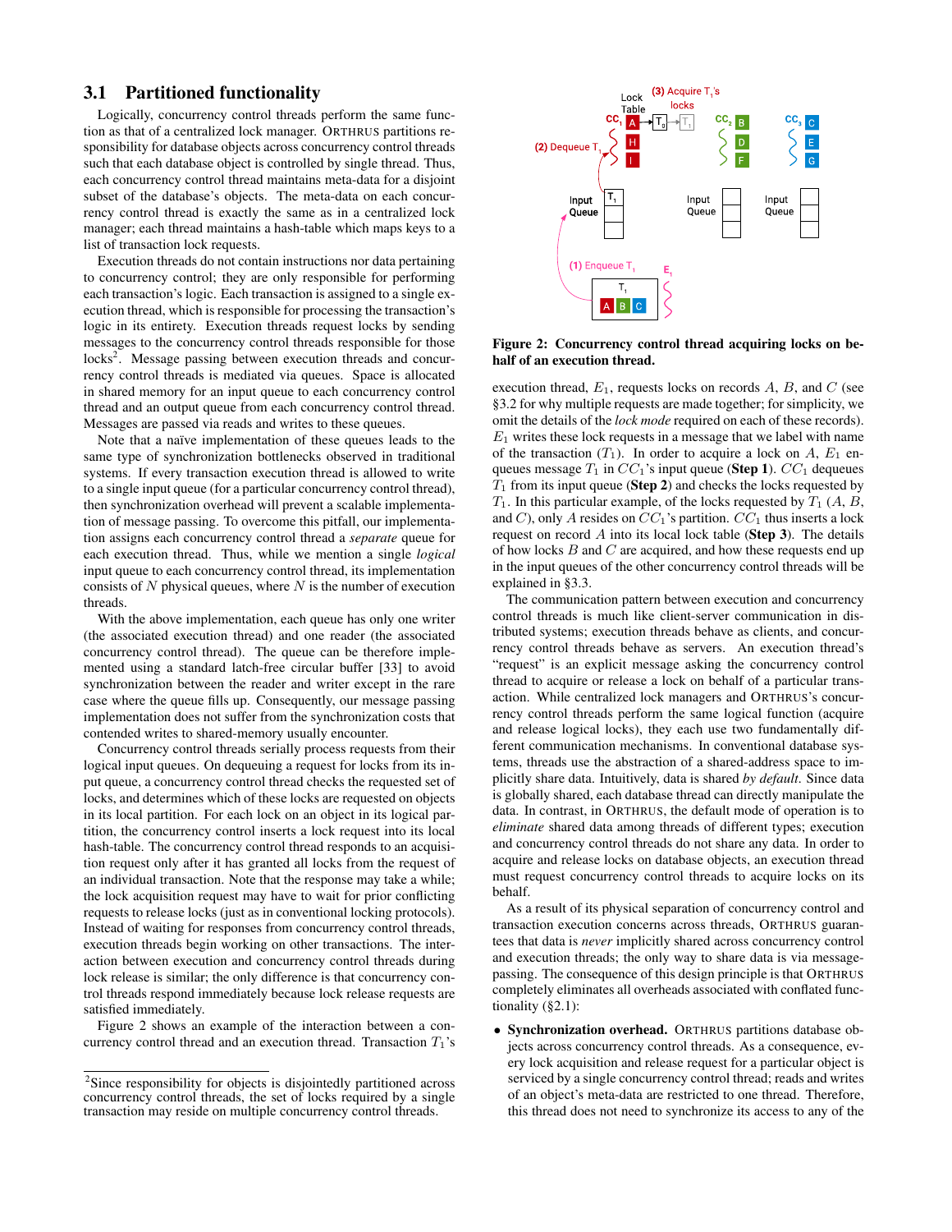### 3.1 Partitioned functionality

Logically, concurrency control threads perform the same function as that of a centralized lock manager. ORTHRUS partitions responsibility for database objects across concurrency control threads such that each database object is controlled by single thread. Thus, each concurrency control thread maintains meta-data for a disjoint subset of the database's objects. The meta-data on each concurrency control thread is exactly the same as in a centralized lock manager; each thread maintains a hash-table which maps keys to a list of transaction lock requests.

Execution threads do not contain instructions nor data pertaining to concurrency control; they are only responsible for performing each transaction's logic. Each transaction is assigned to a single execution thread, which is responsible for processing the transaction's logic in its entirety. Execution threads request locks by sending messages to the concurrency control threads responsible for those locks[2]. Message passing between execution threads and concurrency control threads is mediated via queues. Space is allocated in shared memory for an input queue to each concurrency control thread and an output queue from each concurrency control thread. Messages are passed via reads and writes to these queues.

Note that a naïve implementation of these queues leads to the same type of synchronization bottlenecks observed in traditional systems. If every transaction execution thread is allowed to write to a single input queue (for a particular concurrency control thread), then synchronization overhead will prevent a scalable implementation of message passing. To overcome this pitfall, our implementation assigns each concurrency control thread a *separate* queue for each execution thread. Thus, while we mention a single *logical* input queue to each concurrency control thread, its implementation consists of $N$ physical queues, where $N$ is the number of execution threads.

With the above implementation, each queue has only one writer (the associated execution thread) and one reader (the associated concurrency control thread). The queue can be therefore implemented using a standard latch-free circular buffer [33] to avoid synchronization between the reader and writer except in the rare case where the queue fills up. Consequently, our message passing implementation does not suffer from the synchronization costs that contended writes to shared-memory usually encounter.

Concurrency control threads serially process requests from their logical input queues. On dequeuing a request for locks from its input queue, a concurrency control thread checks the requested set of locks, and determines which of these locks are requested on objects in its local partition. For each lock on an object in its logical partition, the concurrency control thread inserts a lock request into its local hash-table. The concurrency control thread responds to an acquisition request only after it has granted all locks from the request of an individual transaction. Note that the response may take a while; the lock acquisition request may have to wait for prior conflicting requests to release locks (just as in conventional locking protocols). Instead of waiting for responses from concurrency control threads, execution threads begin working on other transactions. The interaction between execution and concurrency control threads during lock release is similar; the only difference is that concurrency control threads respond immediately because lock release requests are satisfied immediately.

Figure 2 shows an example of the interaction between a concurrency control thread and an execution thread. Transaction $T_1$'s

[2] Since responsibility for objects is disjointedly partitioned across concurrency control threads, the set of locks required by a single transaction may reside on multiple concurrency control threads.

(3) Acquire $T_1$'s locks
Lock Table
$CC_1$ A H I $T_0$ $T_1$
$CC_2$ B D F
$CC_3$ C E G
(2) Dequeue $T_1$
Input Queue $T_1$
Input Queue
Input Queue
(1) Enqueue $T_1$
$E_1$
$T_1$ A B C

**Figure 2: Concurrency control thread acquiring locks on behalf of an execution thread.**

execution thread, $E_1$, requests locks on records $A$, $B$, and $C$ (see §3.2 for why multiple requests are made together; for simplicity, we omit the details of the *lock mode* required on each of these records). $E_1$ writes these lock requests in a message that we label with name of the transaction ($T_1$). In order to acquire a lock on $A$, $E_1$ enqueues message $T_1$ in $CC_1$'s input queue (**Step 1**). $CC_1$ dequeues $T_1$ from its input queue (**Step 2**) and checks the locks requested by $T_1$. In this particular example, of the locks requested by $T_1$ ($A$, $B$, and $C$), only $A$ resides on $CC_1$'s partition. $CC_1$ thus inserts a lock request on record $A$ into its local lock table (**Step 3**). The details of how locks $B$ and $C$ are acquired, and how these requests end up in the input queues of the other concurrency control threads will be explained in §3.3.

The communication pattern between execution and concurrency control threads is much like client-server communication in distributed systems; execution threads behave as clients, and concurrency control threads behave as servers. An execution thread's "request" is an explicit message asking the concurrency control thread to acquire or release a lock on behalf of a particular transaction. While centralized lock managers and ORTHRUS's concurrency control threads perform the same logical function (acquire and release logical locks), they each use two fundamentally different communication mechanisms. In conventional database systems, threads use the abstraction of a shared-address space to implicitly share data. Intuitively, data is shared *by default*. Since data is globally shared, each database thread can directly manipulate the data. In contrast, in ORTHRUS, the default mode of operation is to *eliminate* shared data among threads of different types; execution and concurrency control threads do not share any data. In order to acquire and release locks on database objects, an execution thread must request concurrency control threads to acquire locks on its behalf.

As a result of its physical separation of concurrency control and transaction execution concerns across threads, ORTHRUS guarantees that data is *never* implicitly shared across concurrency control and execution threads; the only way to share data is via message-passing. The consequence of this design principle is that ORTHRUS completely eliminates all overheads associated with conflated functionality (§2.1):

- **Synchronization overhead.** ORTHRUS partitions database objects across concurrency control threads. As a consequence, every lock acquisition and release request for a particular object is serviced by a single concurrency control thread; reads and writes of an object's meta-data are restricted to one thread. Therefore, this thread does not need to synchronize its access to any of the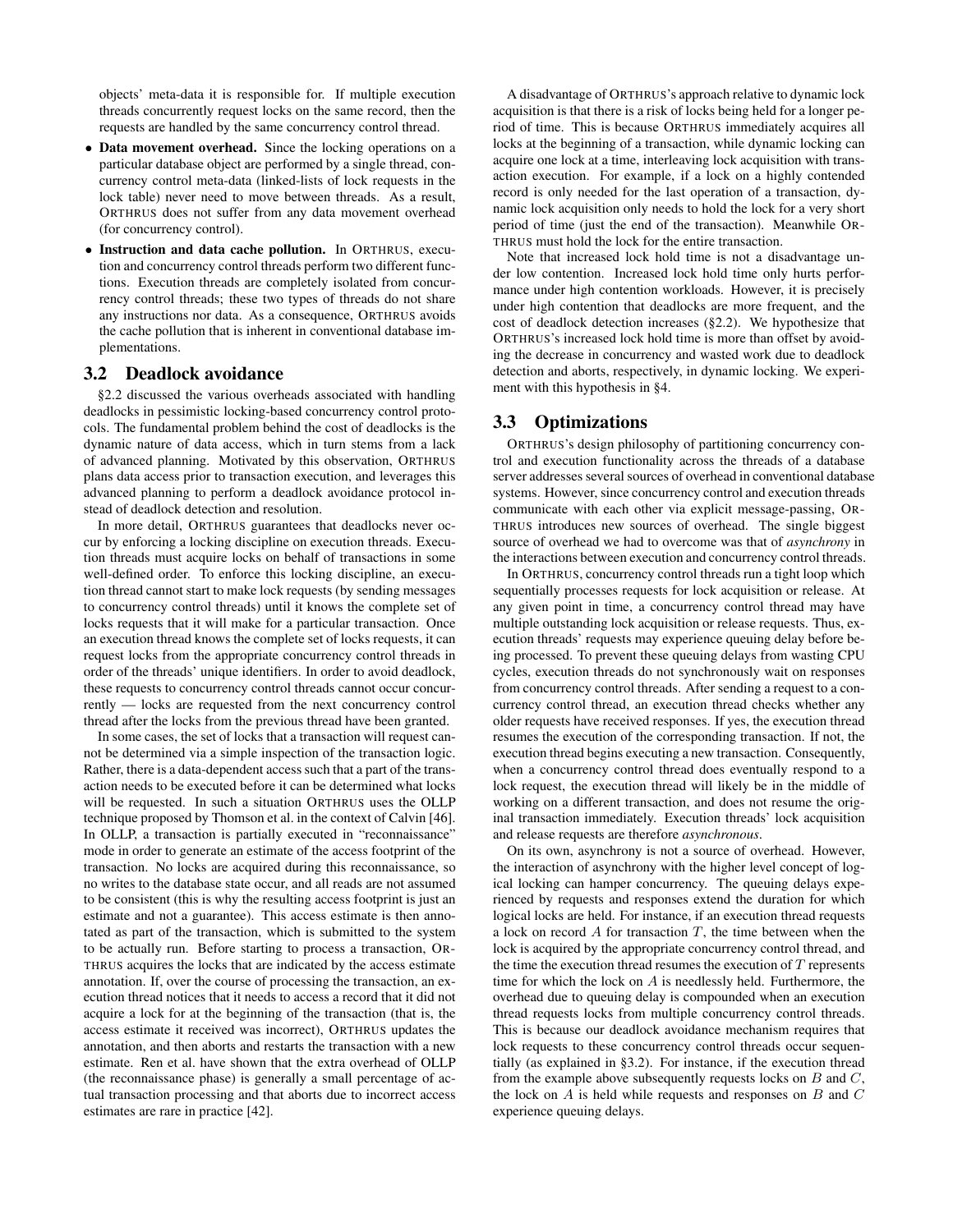objects' meta-data it is responsible for. If multiple execution threads concurrently request locks on the same record, then the requests are handled by the same concurrency control thread.

- **Data movement overhead.** Since the locking operations on a particular database object are performed by a single thread, concurrency control meta-data (linked-lists of lock requests in the lock table) never need to move between threads. As a result, ORTHRUS does not suffer from any data movement overhead (for concurrency control).
- **Instruction and data cache pollution.** In ORTHRUS, execution and concurrency control threads perform two different functions. Execution threads are completely isolated from concurrency control threads; these two types of threads do not share any instructions nor data. As a consequence, ORTHRUS avoids the cache pollution that is inherent in conventional database implementations.

## 3.2 Deadlock avoidance

§2.2 discussed the various overheads associated with handling deadlocks in pessimistic locking-based concurrency control protocols. The fundamental problem behind the cost of deadlocks is the dynamic nature of data access, which in turn stems from a lack of advanced planning. Motivated by this observation, ORTHRUS plans data access prior to transaction execution, and leverages this advanced planning to perform a deadlock avoidance protocol instead of deadlock detection and resolution.

In more detail, ORTHRUS guarantees that deadlocks never occur by enforcing a locking discipline on execution threads. Execution threads must acquire locks on behalf of transactions in some well-defined order. To enforce this locking discipline, an execution thread cannot start to make lock requests (by sending messages to concurrency control threads) until it knows the complete set of locks requests that it will make for a particular transaction. Once an execution thread knows the complete set of locks requests, it can request locks from the appropriate concurrency control threads in order of the threads' unique identifiers. In order to avoid deadlock, these requests to concurrency control threads cannot occur concurrently — locks are requested from the next concurrency control thread after the locks from the previous thread have been granted.

In some cases, the set of locks that a transaction will request cannot be determined via a simple inspection of the transaction logic. Rather, there is a data-dependent access such that a part of the transaction needs to be executed before it can be determined what locks will be requested. In such a situation ORTHRUS uses the OLLP technique proposed by Thomson et al. in the context of Calvin [46]. In OLLP, a transaction is partially executed in "reconnaissance" mode in order to generate an estimate of the access footprint of the transaction. No locks are acquired during this reconnaissance, so no writes to the database state occur, and all reads are not assumed to be consistent (this is why the resulting access footprint is just an estimate and not a guarantee). This access estimate is then annotated as part of the transaction, which is submitted to the system to be actually run. Before starting to process a transaction, ORTHRUS acquires the locks that are indicated by the access estimate annotation. If, over the course of processing the transaction, an execution thread notices that it needs to access a record that it did not acquire a lock for at the beginning of the transaction (that is, the access estimate it received was incorrect), ORTHRUS updates the annotation, and then aborts and restarts the transaction with a new estimate. Ren et al. have shown that the extra overhead of OLLP (the reconnaissance phase) is generally a small percentage of actual transaction processing and that aborts due to incorrect access estimates are rare in practice [42].

A disadvantage of ORTHRUS's approach relative to dynamic lock acquisition is that there is a risk of locks being held for a longer period of time. This is because ORTHRUS immediately acquires all locks at the beginning of a transaction, while dynamic locking can acquire one lock at a time, interleaving lock acquisition with transaction execution. For example, if a lock on a highly contended record is only needed for the last operation of a transaction, dynamic lock acquisition only needs to hold the lock for a very short period of time (just the end of the transaction). Meanwhile ORTHRUS must hold the lock for the entire transaction.

Note that increased lock hold time is not a disadvantage under low contention. Increased lock hold time only hurts performance under high contention workloads. However, it is precisely under high contention that deadlocks are more frequent, and the cost of deadlock detection increases (§2.2). We hypothesize that ORTHRUS's increased lock hold time is more than offset by avoiding the decrease in concurrency and wasted work due to deadlock detection and aborts, respectively, in dynamic locking. We experiment with this hypothesis in §4.

## 3.3 Optimizations

ORTHRUS's design philosophy of partitioning concurrency control and execution functionality across the threads of a database server addresses several sources of overhead in conventional database systems. However, since concurrency control and execution threads communicate with each other via explicit message-passing, ORTHRUS introduces new sources of overhead. The single biggest source of overhead we had to overcome was that of *asynchrony* in the interactions between execution and concurrency control threads.

In ORTHRUS, concurrency control threads run a tight loop which sequentially processes requests for lock acquisition or release. At any given point in time, a concurrency control thread may have multiple outstanding lock acquisition or release requests. Thus, execution threads' requests may experience queuing delay before being processed. To prevent these queuing delays from wasting CPU cycles, execution threads do not synchronously wait on responses from concurrency control threads. After sending a request to a concurrency control thread, an execution thread checks whether any older requests have received responses. If yes, the execution thread resumes the execution of the corresponding transaction. If not, the execution thread begins executing a new transaction. Consequently, when a concurrency control thread does eventually respond to a lock request, the execution thread will likely be in the middle of working on a different transaction, and does not resume the original transaction immediately. Execution threads' lock acquisition and release requests are therefore *asynchronous*.

On its own, asynchrony is not a source of overhead. However, the interaction of asynchrony with the higher level concept of logical locking can hamper concurrency. The queuing delays experienced by requests and responses extend the duration for which logical locks are held. For instance, if an execution thread requests a lock on record $A$ for transaction $T$, the time between when the lock is acquired by the appropriate concurrency control thread, and the time the execution thread resumes the execution of $T$ represents time for which the lock on $A$ is needlessly held. Furthermore, the overhead due to queuing delay is compounded when an execution thread requests locks from multiple concurrency control threads. This is because our deadlock avoidance mechanism requires that lock requests to these concurrency control threads occur sequentially (as explained in §3.2). For instance, if the execution thread from the example above subsequently requests locks on $B$ and $C$, the lock on $A$ is held while requests and responses on $B$ and $C$ experience queuing delays.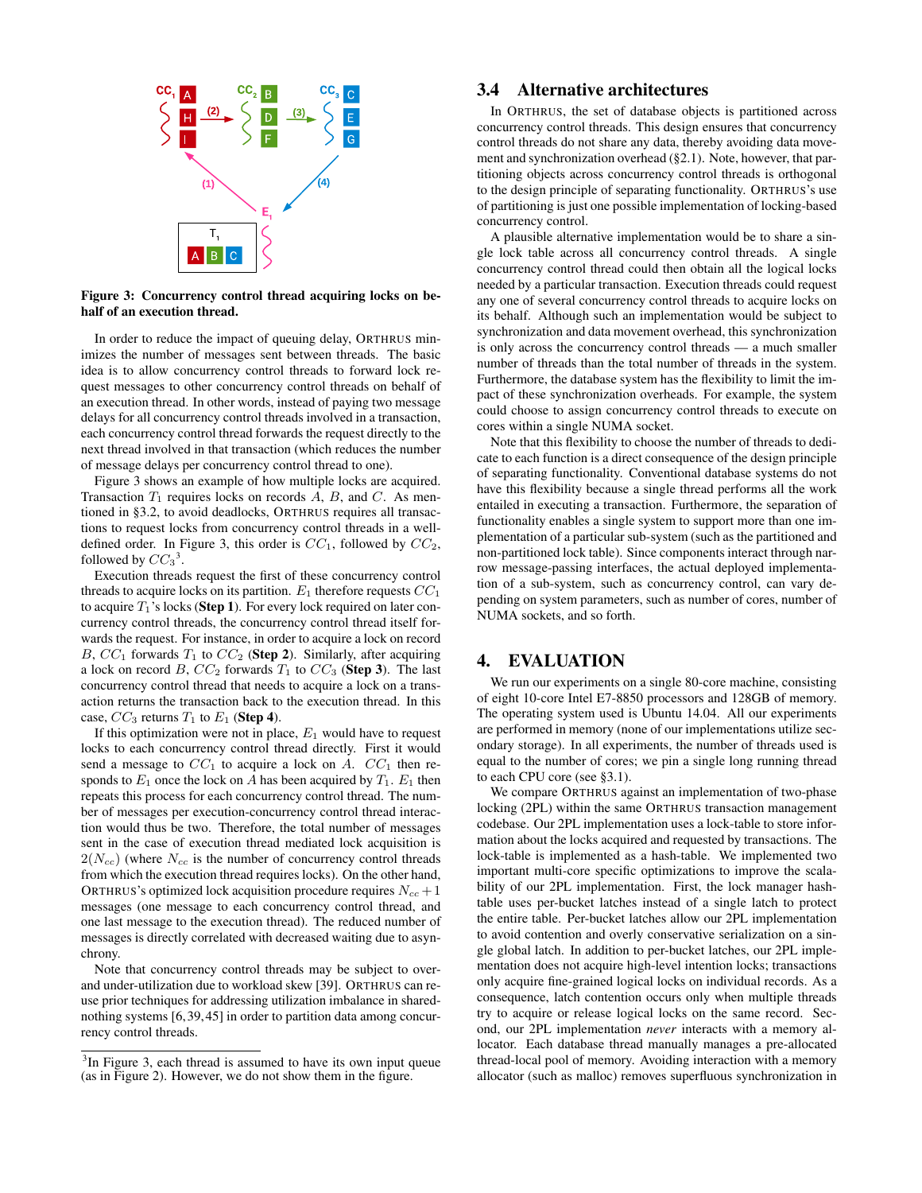CC1 A H I (2) CC2 B D F (3) CC3 C E G

(1) (4)

E1

T1 A B C

**Figure 3: Concurrency control thread acquiring locks on behalf of an execution thread.**

In order to reduce the impact of queuing delay, ORTHRUS minimizes the number of messages sent between threads. The basic idea is to allow concurrency control threads to forward lock request messages to other concurrency control threads on behalf of an execution thread. In other words, instead of paying two message delays for all concurrency control threads involved in a transaction, each concurrency control thread forwards the request directly to the next thread involved in that transaction (which reduces the number of message delays per concurrency control thread to one).

Figure 3 shows an example of how multiple locks are acquired. Transaction $T_1$ requires locks on records $A$, $B$, and $C$. As mentioned in §3.2, to avoid deadlocks, ORTHRUS requires all transactions to request locks from concurrency control threads in a well-defined order. In Figure 3, this order is $CC_1$, followed by $CC_2$, followed by $CC_3$[3].

Execution threads request the first of these concurrency control threads to acquire locks on its partition. $E_1$ therefore requests $CC_1$ to acquire $T_1$'s locks (**Step 1**). For every lock required on later concurrency control threads, the concurrency control thread itself forwards the request. For instance, in order to acquire a lock on record $B$, $CC_1$ forwards $T_1$ to $CC_2$ (**Step 2**). Similarly, after acquiring a lock on record $B$, $CC_2$ forwards $T_1$ to $CC_3$ (**Step 3**). The last concurrency control thread that needs to acquire a lock on a transaction returns the transaction back to the execution thread. In this case, $CC_3$ returns $T_1$ to $E_1$ (**Step 4**).

If this optimization were not in place, $E_1$ would have to request locks to each concurrency control thread directly. First it would send a message to $CC_1$ to acquire a lock on $A$. $CC_1$ then responds to $E_1$ once the lock on $A$ has been acquired by $T_1$. $E_1$ then repeats this process for each concurrency control thread. The number of messages per execution-concurrency control thread interaction would thus be two. Therefore, the total number of messages sent in the case of execution thread mediated lock acquisition is $2(N_{cc})$ (where $N_{cc}$ is the number of concurrency control threads from which the execution thread requires locks). On the other hand, ORTHRUS's optimized lock acquisition procedure requires $N_{cc}+1$ messages (one message to each concurrency control thread, and one last message to the execution thread). The reduced number of messages is directly correlated with decreased waiting due to asynchrony.

Note that concurrency control threads may be subject to over- and under-utilization due to workload skew [39]. ORTHRUS can reuse prior techniques for addressing utilization imbalance in shared-nothing systems [6, 39, 45] in order to partition data among concurrency control threads.

[3] In Figure 3, each thread is assumed to have its own input queue (as in Figure 2). However, we do not show them in the figure.

## 3.4 Alternative architectures

In ORTHRUS, the set of database objects is partitioned across concurrency control threads. This design ensures that concurrency control threads do not share any data, thereby avoiding data movement and synchronization overhead (§2.1). Note, however, that partitioning objects across concurrency control threads is orthogonal to the design principle of separating functionality. ORTHRUS's use of partitioning is just one possible implementation of locking-based concurrency control.

A plausible alternative implementation would be to share a single lock table across all concurrency control threads. A single concurrency control thread could then obtain all the logical locks needed by a particular transaction. Execution threads could request any one of several concurrency control threads to acquire locks on its behalf. Although such an implementation would be subject to synchronization and data movement overhead, this synchronization is only across the concurrency control threads — a much smaller number of threads than the total number of threads in the system. Furthermore, the database system has the flexibility to limit the impact of these synchronization overheads. For example, the system could choose to assign concurrency control threads to execute on cores within a single NUMA socket.

Note that this flexibility to choose the number of threads to dedicate to each function is a direct consequence of the design principle of separating functionality. Conventional database systems do not have this flexibility because a single thread performs all the work entailed in executing a transaction. Furthermore, the separation of functionality enables a single system to support more than one implementation of a particular sub-system (such as the partitioned and non-partitioned lock table). Since components interact through narrow message-passing interfaces, the actual deployed implementation of a sub-system, such as concurrency control, can vary depending on system parameters, such as number of cores, number of NUMA sockets, and so forth.

# 4. EVALUATION

We run our experiments on a single 80-core machine, consisting of eight 10-core Intel E7-8850 processors and 128GB of memory. The operating system used is Ubuntu 14.04. All our experiments are performed in memory (none of our implementations utilize secondary storage). In all experiments, the number of threads used is equal to the number of cores; we pin a single long running thread to each CPU core (see §3.1).

We compare ORTHRUS against an implementation of two-phase locking (2PL) within the same ORTHRUS transaction management codebase. Our 2PL implementation uses a lock-table to store information about the locks acquired and requested by transactions. The lock-table is implemented as a hash-table. We implemented two important multi-core specific optimizations to improve the scalability of our 2PL implementation. First, the lock manager hash-table uses per-bucket latches instead of a single latch to protect the entire table. Per-bucket latches allow our 2PL implementation to avoid contention and overly conservative serialization on a single global latch. In addition to per-bucket latches, our 2PL implementation does not acquire high-level intention locks; transactions only acquire fine-grained logical locks on individual records. As a consequence, latch contention occurs only when multiple threads try to acquire or release logical locks on the same record. Second, our 2PL implementation *never* interacts with a memory allocator. Each database thread manually manages a pre-allocated thread-local pool of memory. Avoiding interaction with a memory allocator (such as malloc) removes superfluous synchronization in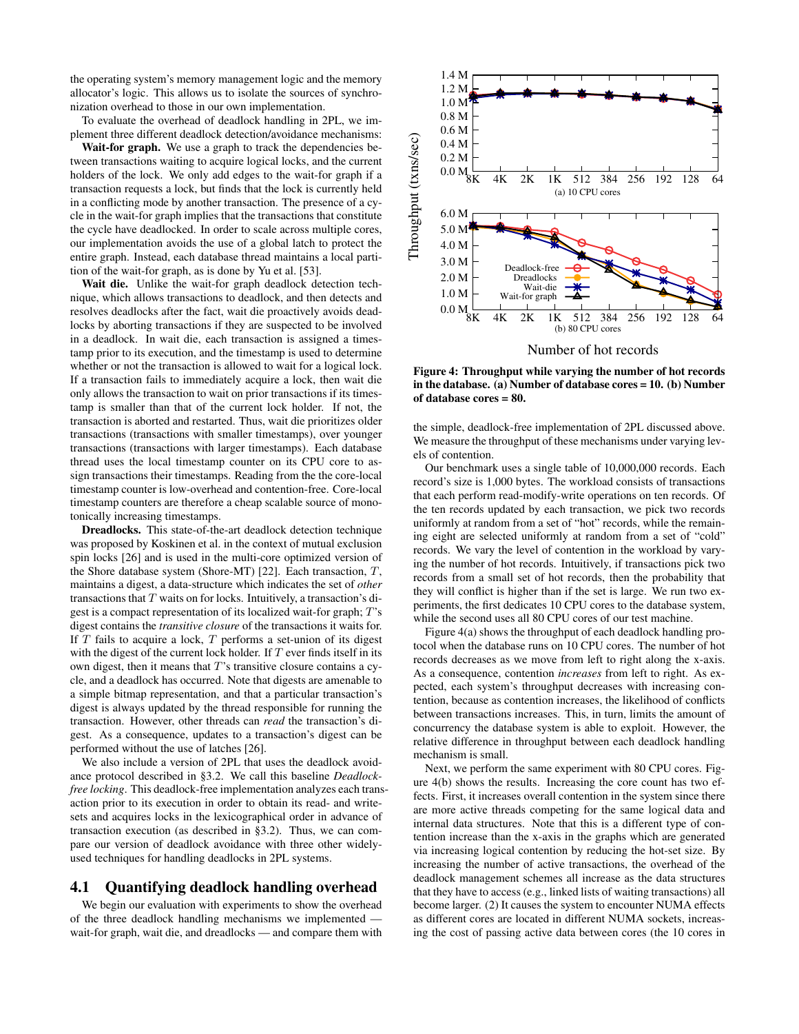the operating system's memory management logic and the memory allocator's logic. This allows us to isolate the sources of synchronization overhead to those in our own implementation.

To evaluate the overhead of deadlock handling in 2PL, we implement three different deadlock detection/avoidance mechanisms:

**Wait-for graph.** We use a graph to track the dependencies between transactions waiting to acquire logical locks, and the current holders of the lock. We only add edges to the wait-for graph if a transaction requests a lock, but finds that the lock is currently held in a conflicting mode by another transaction. The presence of a cycle in the wait-for graph implies that the transactions that constitute the cycle have deadlocked. In order to scale across multiple cores, our implementation avoids the use of a global latch to protect the entire graph. Instead, each database thread maintains a local partition of the wait-for graph, as is done by Yu et al. [53].

**Wait die.** Unlike the wait-for graph deadlock detection technique, which allows transactions to deadlock, and then detects and resolves deadlocks after the fact, wait die proactively avoids deadlocks by aborting transactions if they are suspected to be involved in a deadlock. In wait die, each transaction is assigned a timestamp prior to its execution, and the timestamp is used to determine whether or not the transaction is allowed to wait for a logical lock. If a transaction fails to immediately acquire a lock, then wait die only allows the transaction to wait on prior transactions if its timestamp is smaller than that of the current lock holder. If not, the transaction is aborted and restarted. Thus, wait die prioritizes older transactions (transactions with smaller timestamps), over younger transactions (transactions with larger timestamps). Each database thread uses the local timestamp counter on its CPU core to assign transactions their timestamps. Reading from the the core-local timestamp counter is low-overhead and contention-free. Core-local timestamp counters are therefore a cheap scalable source of monotonically increasing timestamps.

**Dreadlocks.** This state-of-the-art deadlock detection technique was proposed by Koskinen et al. in the context of mutual exclusion spin locks [26] and is used in the multi-core optimized version of the Shore database system (Shore-MT) [22]. Each transaction, $T$, maintains a digest, a data-structure which indicates the set of *other* transactions that $T$ waits on for locks. Intuitively, a transaction's digest is a compact representation of its localized wait-for graph; $T$'s digest contains the *transitive closure* of the transactions it waits for. If $T$ fails to acquire a lock, $T$ performs a set-union of its digest with the digest of the current lock holder. If $T$ ever finds itself in its own digest, then it means that $T$'s transitive closure contains a cycle, and a deadlock has occurred. Note that digests are amenable to a simple bitmap representation, and that a particular transaction's digest is always updated by the thread responsible for running the transaction. However, other threads can *read* the transaction's digest. As a consequence, updates to a transaction's digest can be performed without the use of latches [26].

We also include a version of 2PL that uses the deadlock avoidance protocol described in §3.2. We call this baseline *Deadlock-free locking*. This deadlock-free implementation analyzes each transaction prior to its execution in order to obtain its read- and write-sets and acquires locks in the lexicographical order in advance of transaction execution (as described in §3.2). Thus, we can compare our version of deadlock avoidance with three other widely-used techniques for handling deadlocks in 2PL systems.

## 4.1 Quantifying deadlock handling overhead

We begin our evaluation with experiments to show the overhead of the three deadlock handling mechanisms we implemented — wait-for graph, wait die, and dreadlocks — and compare them with the simple, deadlock-free implementation of 2PL discussed above. We measure the throughput of these mechanisms under varying levels of contention.

**Figure 4: Throughput while varying the number of hot records in the database. (a) Number of database cores = 10. (b) Number of database cores = 80.**

Our benchmark uses a single table of 10,000,000 records. Each record's size is 1,000 bytes. The workload consists of transactions that each perform read-modify-write operations on ten records. Of the ten records updated by each transaction, we pick two records uniformly at random from a set of "hot" records, while the remaining eight are selected uniformly at random from a set of "cold" records. We vary the level of contention in the workload by varying the number of hot records. Intuitively, if transactions pick two records from a small set of hot records, then the probability that they will conflict is higher than if the set is large. We run two experiments, the first dedicates 10 CPU cores to the database system, while the second uses all 80 CPU cores of our test machine.

Figure 4(a) shows the throughput of each deadlock handling protocol when the database runs on 10 CPU cores. The number of hot records decreases as we move from left to right along the x-axis. As a consequence, contention *increases* from left to right. As expected, each system's throughput decreases with increasing contention, because as contention increases, the likelihood of conflicts between transactions increases. This, in turn, limits the amount of concurrency the database system is able to exploit. However, the relative difference in throughput between each deadlock handling mechanism is small.

Next, we perform the same experiment with 80 CPU cores. Figure 4(b) shows the results. Increasing the core count has two effects. First, it increases overall contention in the system since there are more active threads competing for the same logical data and internal data structures. Note that this is a different type of contention increase than the x-axis in the graphs which are generated via increasing logical contention by reducing the hot-set size. By increasing the number of active transactions, the overhead of the deadlock management schemes all increase as the data structures that they have to access (e.g., linked lists of waiting transactions) all become larger. (2) It causes the system to encounter NUMA effects as different cores are located in different NUMA sockets, increasing the cost of passing active data between cores (the 10 cores in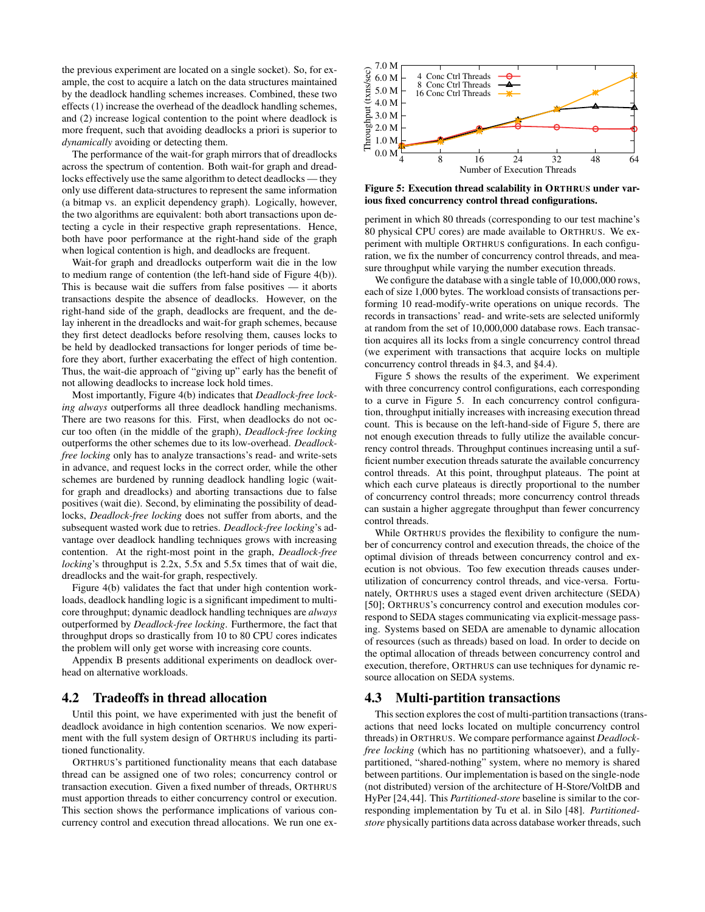the previous experiment are located on a single socket). So, for example, the cost to acquire a latch on the data structures maintained by the deadlock handling schemes increases. Combined, these two effects (1) increase the overhead of the deadlock handling schemes, and (2) increase logical contention to the point where deadlock is more frequent, such that avoiding deadlocks a priori is superior to *dynamically* avoiding or detecting them.

The performance of the wait-for graph mirrors that of dreadlocks across the spectrum of contention. Both wait-for graph and dreadlocks effectively use the same algorithm to detect deadlocks — they only use different data-structures to represent the same information (a bitmap vs. an explicit dependency graph). Logically, however, the two algorithms are equivalent: both abort transactions upon detecting a cycle in their respective graph representations. Hence, both have poor performance at the right-hand side of the graph when logical contention is high, and deadlocks are frequent.

Wait-for graph and dreadlocks outperform wait die in the low to medium range of contention (the left-hand side of Figure 4(b)). This is because wait die suffers from false positives — it aborts transactions despite the absence of deadlocks. However, on the right-hand side of the graph, deadlocks are frequent, and the delay inherent in the dreadlocks and wait-for graph schemes, because they first detect deadlocks before resolving them, causes locks to be held by deadlocked transactions for longer periods of time before they abort, further exacerbating the effect of high contention. Thus, the wait-die approach of "giving up" early has the benefit of not allowing deadlocks to increase lock hold times.

Most importantly, Figure 4(b) indicates that *Deadlock-free locking always* outperforms all three deadlock handling mechanisms. There are two reasons for this. First, when deadlocks do not occur too often (in the middle of the graph), *Deadlock-free locking* outperforms the other schemes due to its low-overhead. *Deadlock-free locking* only has to analyze transactions's read- and write-sets in advance, and request locks in the correct order, while the other schemes are burdened by running deadlock handling logic (wait-for graph and dreadlocks) and aborting transactions due to false positives (wait die). Second, by eliminating the possibility of deadlocks, *Deadlock-free locking* does not suffer from aborts, and the subsequent wasted work due to retries. *Deadlock-free locking*'s advantage over deadlock handling techniques grows with increasing contention. At the right-most point in the graph, *Deadlock-free locking*'s throughput is 2.2x, 5.5x and 5.5x times that of wait die, dreadlocks and the wait-for graph, respectively.

Figure 4(b) validates the fact that under high contention workloads, deadlock handling logic is a significant impediment to multi-core throughput; dynamic deadlock handling techniques are *always* outperformed by *Deadlock-free locking*. Furthermore, the fact that throughput drops so drastically from 10 to 80 CPU cores indicates the problem will only get worse with increasing core counts.

Appendix B presents additional experiments on deadlock overhead on alternative workloads.

## 4.2 Tradeoffs in thread allocation

Until this point, we have experimented with just the benefit of deadlock avoidance in high contention scenarios. We now experiment with the full system design of ORTHRUS including its partitioned functionality.

ORTHRUS's partitioned functionality means that each database thread can be assigned one of two roles; concurrency control or transaction execution. Given a fixed number of threads, ORTHRUS must apportion threads to either concurrency control or execution. This section shows the performance implications of various concurrency control and execution thread allocations. We run one experiment in which 80 threads (corresponding to our test machine's 80 physical CPU cores) are made available to ORTHRUS. We experiment with multiple ORTHRUS configurations. In each configuration, we fix the number of concurrency control threads, and measure throughput while varying the number execution threads.

**Figure 5: Execution thread scalability in ORTHRUS under various fixed concurrency control thread configurations.**

We configure the database with a single table of 10,000,000 rows, each of size 1,000 bytes. The workload consists of transactions performing 10 read-modify-write operations on unique records. The records in transactions' read- and write-sets are selected uniformly at random from the set of 10,000,000 database rows. Each transaction acquires all its locks from a single concurrency control thread (we experiment with transactions that acquire locks on multiple concurrency control threads in §4.3, and §4.4).

Figure 5 shows the results of the experiment. We experiment with three concurrency control configurations, each corresponding to a curve in Figure 5. In each concurrency control configuration, throughput initially increases with increasing execution thread count. This is because on the left-hand-side of Figure 5, there are not enough execution threads to fully utilize the available concurrency control threads. Throughput continues increasing until a sufficient number execution threads saturate the available concurrency control threads. At this point, throughput plateaus. The point at which each curve plateaus is directly proportional to the number of concurrency control threads; more concurrency control threads can sustain a higher aggregate throughput than fewer concurrency control threads.

While ORTHRUS provides the flexibility to configure the number of concurrency control and execution threads, the choice of the optimal division of threads between concurrency control and execution is not obvious. Too few execution threads causes underutilization of concurrency control threads, and vice-versa. Fortunately, ORTHRUS uses a staged event driven architecture (SEDA) [50]; ORTHRUS's concurrency control and execution modules correspond to SEDA stages communicating via explicit-message passing. Systems based on SEDA are amenable to dynamic allocation of resources (such as threads) based on load. In order to decide on the optimal allocation of threads between concurrency control and execution, therefore, ORTHRUS can use techniques for dynamic resource allocation on SEDA systems.

## 4.3 Multi-partition transactions

This section explores the cost of multi-partition transactions (transactions that need locks located on multiple concurrency control threads) in ORTHRUS. We compare performance against *Deadlock-free locking* (which has no partitioning whatsoever), and a fully-partitioned, "shared-nothing" system, where no memory is shared between partitions. Our implementation is based on the single-node (not distributed) version of the architecture of H-Store/VoltDB and HyPer [24,44]. This *Partitioned-store* baseline is similar to the corresponding implementation by Tu et al. in Silo [48]. *Partitioned-store* physically partitions data across database worker threads, such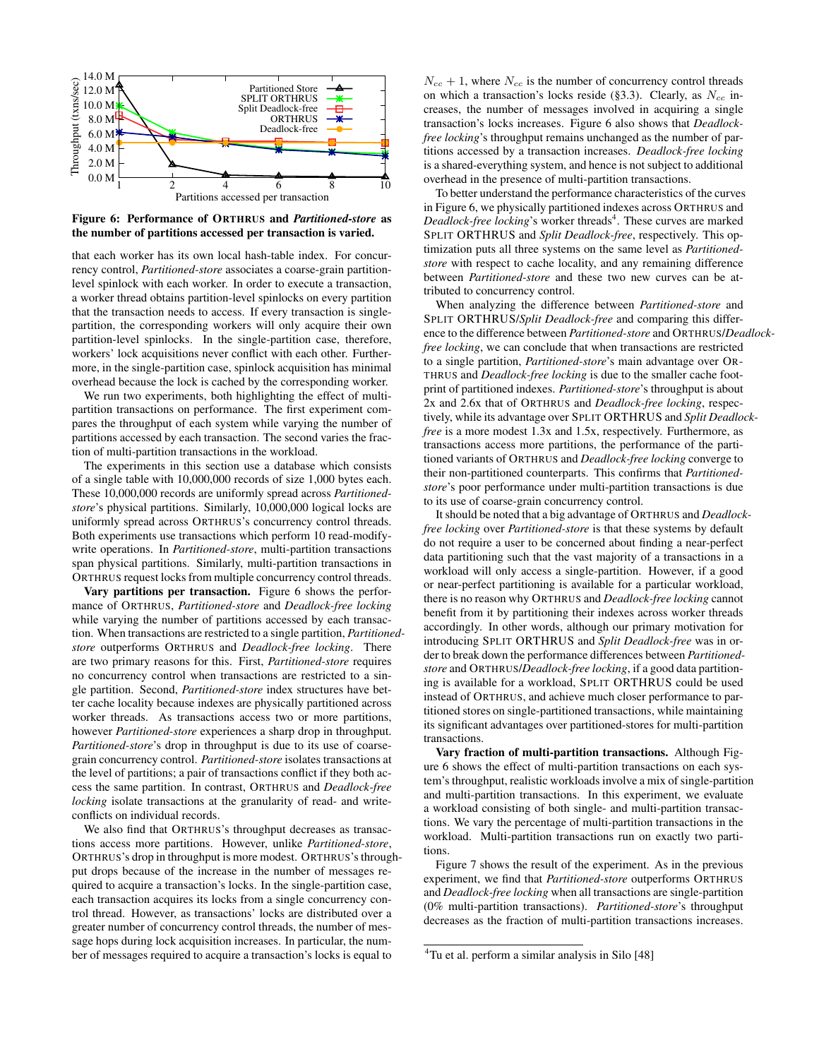14.0 M
12.0 M
10.0 M
8.0 M
6.0 M
4.0 M
2.0 M
0.0 M
Throughput (txns/sec)
1 2 4 6 8 10
Partitions accessed per transaction
Partitioned Store
SPLIT ORTHRUS
Split Deadlock-free
ORTHRUS
Deadlock-free

**Figure 6: Performance of ORTHRUS and *Partitioned-store* as the number of partitions accessed per transaction is varied.**

that each worker has its own local hash-table index. For concurrency control, *Partitioned-store* associates a coarse-grain partition-level spinlock with each worker. In order to execute a transaction, a worker thread obtains partition-level spinlocks on every partition that the transaction needs to access. If every transaction is single-partition, the corresponding workers will only acquire their own partition-level spinlocks. In the single-partition case, therefore, workers' lock acquisitions never conflict with each other. Furthermore, in the single-partition case, spinlock acquisition has minimal overhead because the lock is cached by the corresponding worker.

We run two experiments, both highlighting the effect of multi-partition transactions on performance. The first experiment compares the throughput of each system while varying the number of partitions accessed by each transaction. The second varies the fraction of multi-partition transactions in the workload.

The experiments in this section use a database which consists of a single table with 10,000,000 records of size 1,000 bytes each. These 10,000,000 records are uniformly spread across *Partitioned-store*'s physical partitions. Similarly, 10,000,000 logical locks are uniformly spread across ORTHRUS's concurrency control threads. Both experiments use transactions which perform 10 read-modify-write operations. In *Partitioned-store*, multi-partition transactions span physical partitions. Similarly, multi-partition transactions in ORTHRUS request locks from multiple concurrency control threads.

**Vary partitions per transaction.** Figure 6 shows the performance of ORTHRUS, *Partitioned-store* and *Deadlock-free locking* while varying the number of partitions accessed by each transaction. When transactions are restricted to a single partition, *Partitioned-store* outperforms ORTHRUS and *Deadlock-free locking*. There are two primary reasons for this. First, *Partitioned-store* requires no concurrency control when transactions are restricted to a single partition. Second, *Partitioned-store* index structures have better cache locality because indexes are physically partitioned across worker threads. As transactions access two or more partitions, however *Partitioned-store* experiences a sharp drop in throughput. *Partitioned-store*'s drop in throughput is due to its use of coarse-grain concurrency control. *Partitioned-store* isolates transactions at the level of partitions; a pair of transactions conflict if they both access the same partition. In contrast, ORTHRUS and *Deadlock-free locking* isolate transactions at the granularity of read- and write-conflicts on individual records.

We also find that ORTHRUS's throughput decreases as transactions access more partitions. However, unlike *Partitioned-store*, ORTHRUS's drop in throughput is more modest. ORTHRUS's throughput drops because of the increase in the number of messages required to acquire a transaction's locks. In the single-partition case, each transaction acquires its locks from a single concurrency control thread. However, as transactions' locks are distributed over a greater number of concurrency control threads, the number of message hops during lock acquisition increases. In particular, the number of messages required to acquire a transaction's locks is equal to $N_{cc} + 1$, where $N_{cc}$ is the number of concurrency control threads on which a transaction's locks reside (§3.3). Clearly, as $N_{cc}$ increases, the number of messages involved in acquiring a single transaction's locks increases. Figure 6 also shows that *Deadlock-free locking*'s throughput remains unchanged as the number of partitions accessed by a transaction increases. *Deadlock-free locking* is a shared-everything system, and hence is not subject to additional overhead in the presence of multi-partition transactions.

To better understand the performance characteristics of the curves in Figure 6, we physically partitioned indexes across ORTHRUS and *Deadlock-free locking*'s worker threads[4]. These curves are marked SPLIT ORTHRUS and *Split Deadlock-free*, respectively. This optimization puts all three systems on the same level as *Partitioned-store* with respect to cache locality, and any remaining difference between *Partitioned-store* and these two new curves can be attributed to concurrency control.

When analyzing the difference between *Partitioned-store* and SPLIT ORTHRUS/*Split Deadlock-free* and comparing this difference to the difference between *Partitioned-store* and ORTHRUS/*Deadlock-free locking*, we can conclude that when transactions are restricted to a single partition, *Partitioned-store*'s main advantage over ORTHRUS and *Deadlock-free locking* is due to the smaller cache footprint of partitioned indexes. *Partitioned-store*'s throughput is about 2x and 2.6x that of ORTHRUS and *Deadlock-free locking*, respectively, while its advantage over SPLIT ORTHRUS and *Split Deadlock-free* is a more modest 1.3x and 1.5x, respectively. Furthermore, as transactions access more partitions, the performance of the partitioned variants of ORTHRUS and *Deadlock-free locking* converge to their non-partitioned counterparts. This confirms that *Partitioned-store*'s poor performance under multi-partition transactions is due to its use of coarse-grain concurrency control.

It should be noted that a big advantage of ORTHRUS and *Deadlock-free locking* over *Partitioned-store* is that these systems by default do not require a user to be concerned about finding a near-perfect data partitioning such that the vast majority of a transactions in a workload will only access a single-partition. However, if a good or near-perfect partitioning is available for a particular workload, there is no reason why ORTHRUS and *Deadlock-free locking* cannot benefit from it by partitioning their indexes across worker threads accordingly. In other words, although our primary motivation for introducing SPLIT ORTHRUS and *Split Deadlock-free* was in order to break down the performance differences between *Partitioned-store* and ORTHRUS/*Deadlock-free locking*, if a good data partitioning is available for a workload, SPLIT ORTHRUS could be used instead of ORTHRUS, and achieve much closer performance to partitioned stores on single-partitioned transactions, while maintaining its significant advantages over partitioned-stores for multi-partition transactions.

**Vary fraction of multi-partition transactions.** Although Figure 6 shows the effect of multi-partition transactions on each system's throughput, realistic workloads involve a mix of single-partition and multi-partition transactions. In this experiment, we evaluate a workload consisting of both single- and multi-partition transactions. We vary the percentage of multi-partition transactions in the workload. Multi-partition transactions run on exactly two partitions.

Figure 7 shows the result of the experiment. As in the previous experiment, we find that *Partitioned-store* outperforms ORTHRUS and *Deadlock-free locking* when all transactions are single-partition (0% multi-partition transactions). *Partitioned-store*'s throughput decreases as the fraction of multi-partition transactions increases.

[4] Tu et al. perform a similar analysis in Silo [48]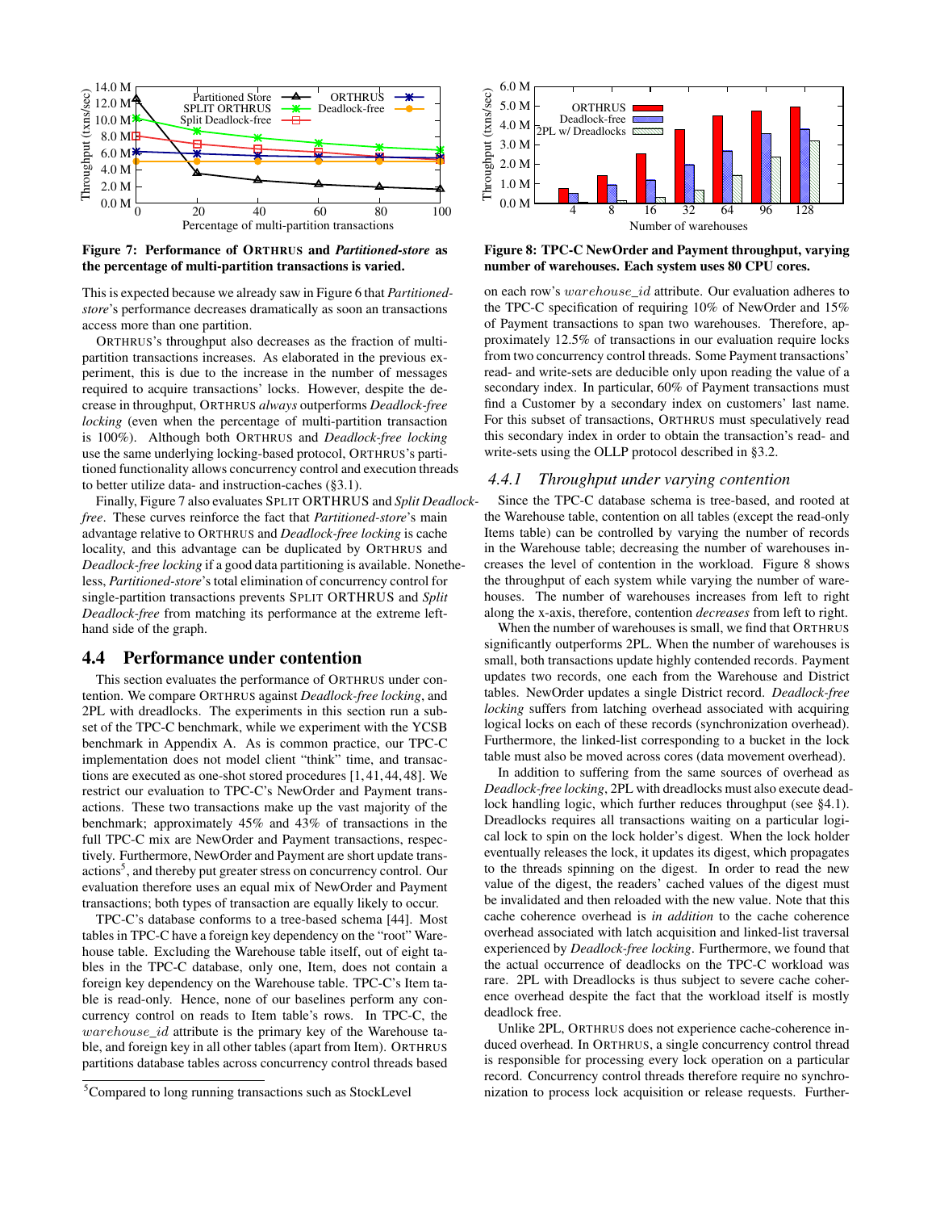14.0 M
12.0 M
10.0 M
8.0 M
6.0 M
4.0 M
2.0 M
0.0 M
Throughput (txns/sec)
0
20
40
60
80
100
Percentage of multi-partition transactions
Partitioned Store
SPLIT ORTHRUS
Split Deadlock-free
ORTHRUS
Deadlock-free

**Figure 7: Performance of ORTHRUS and *Partitioned-store* as the percentage of multi-partition transactions is varied.**

6.0 M
5.0 M
4.0 M
3.0 M
2.0 M
1.0 M
0.0 M
Throughput (txns/sec)
4
8
16
32
64
96
128
Number of warehouses
ORTHRUS
Deadlock-free
2PL w/ Dreadlocks

**Figure 8: TPC-C NewOrder and Payment throughput, varying number of warehouses. Each system uses 80 CPU cores.**

This is expected because we already saw in Figure 6 that *Partitioned-store*'s performance decreases dramatically as soon as transactions access more than one partition.

ORTHRUS's throughput also decreases as the fraction of multi-partition transactions increases. As elaborated in the previous experiment, this is due to the increase in the number of messages required to acquire transactions' locks. However, despite the decrease in throughput, ORTHRUS *always* outperforms *Deadlock-free locking* (even when the percentage of multi-partition transaction is 100%). Although both ORTHRUS and *Deadlock-free locking* use the same underlying locking-based protocol, ORTHRUS's partitioned functionality allows concurrency control and execution threads to better utilize data- and instruction-caches (§3.1).

Finally, Figure 7 also evaluates SPLIT ORTHRUS and *Split Deadlock-free*. These curves reinforce the fact that *Partitioned-store*'s main advantage relative to ORTHRUS and *Deadlock-free locking* is cache locality, and this advantage can be duplicated by ORTHRUS and *Deadlock-free locking* if a good data partitioning is available. Nonetheless, *Partitioned-store*'s total elimination of concurrency control for single-partition transactions prevents SPLIT ORTHRUS and *Split Deadlock-free* from matching its performance at the extreme left-hand side of the graph.

## 4.4 Performance under contention

This section evaluates the performance of ORTHRUS under contention. We compare ORTHRUS against *Deadlock-free locking*, and 2PL with dreadlocks. The experiments in this section run a subset of the TPC-C benchmark, while we experiment with the YCSB benchmark in Appendix A. As is common practice, our TPC-C implementation does not model client "think" time, and transactions are executed as one-shot stored procedures [1,41,44,48]. We restrict our evaluation to TPC-C's NewOrder and Payment transactions. These two transactions make up the vast majority of the benchmark; approximately 45% and 43% of transactions in the full TPC-C mix are NewOrder and Payment transactions, respectively. Furthermore, NewOrder and Payment are short update transactions[5], and thereby put greater stress on concurrency control. Our evaluation therefore uses an equal mix of NewOrder and Payment transactions; both types of transaction are equally likely to occur.

TPC-C's database conforms to a tree-based schema [44]. Most tables in TPC-C have a foreign key dependency on the "root" Warehouse table. Excluding the Warehouse table itself, out of eight tables in the TPC-C database, only one, Item, does not contain a foreign key dependency on the Warehouse table. TPC-C's Item table is read-only. Hence, none of our baselines perform any concurrency control on reads to Item table's rows. In TPC-C, the $warehouse\_id$ attribute is the primary key of the Warehouse table, and foreign key in all other tables (apart from Item). ORTHRUS partitions database tables across concurrency control threads based on each row's $warehouse\_id$ attribute. Our evaluation adheres to the TPC-C specification of requiring 10% of NewOrder and 15% of Payment transactions to span two warehouses. Therefore, approximately 12.5% of transactions in our evaluation require locks from two concurrency control threads. Some Payment transactions' read- and write-sets are deducible only upon reading the value of a secondary index. In particular, 60% of Payment transactions must find a Customer by a secondary index on customers' last name. For this subset of transactions, ORTHRUS must speculatively read this secondary index in order to obtain the transaction's read- and write-sets using the OLLP protocol described in §3.2.

### 4.4.1 Throughput under varying contention

Since the TPC-C database schema is tree-based, and rooted at the Warehouse table, contention on all tables (except the read-only Items table) can be controlled by varying the number of records in the Warehouse table; decreasing the number of warehouses increases the level of contention in the workload. Figure 8 shows the throughput of each system while varying the number of warehouses. The number of warehouses increases from left to right along the x-axis, therefore, contention *decreases* from left to right.

When the number of warehouses is small, we find that ORTHRUS significantly outperforms 2PL. When the number of warehouses is small, both transactions update highly contended records. Payment updates two records, one each from the Warehouse and District tables. NewOrder updates a single District record. *Deadlock-free locking* suffers from latching overhead associated with acquiring logical locks on each of these records (synchronization overhead). Furthermore, the linked-list corresponding to a bucket in the lock table must also be moved across cores (data movement overhead).

In addition to suffering from the same sources of overhead as *Deadlock-free locking*, 2PL with dreadlocks must also execute deadlock handling logic, which further reduces throughput (see §4.1). Dreadlocks requires all transactions waiting on a particular logical lock to spin on the lock holder's digest. When the lock holder eventually releases the lock, it updates its digest, which propagates to the threads spinning on the digest. In order to read the new value of the digest, the readers' cached values of the digest must be invalidated and then reloaded with the new value. Note that this cache coherence overhead is *in addition* to the cache coherence overhead associated with latch acquisition and linked-list traversal experienced by *Deadlock-free locking*. Furthermore, we found that the actual occurrence of deadlocks on the TPC-C workload was rare. 2PL with Dreadlocks is thus subject to severe cache coherence overhead despite the fact that the workload itself is mostly deadlock free.

Unlike 2PL, ORTHRUS does not experience cache-coherence induced overhead. In ORTHRUS, a single concurrency control thread is responsible for processing every lock operation on a particular record. Concurrency control threads therefore require no synchronization to process lock acquisition or release requests. Further-

[5] Compared to long running transactions such as StockLevel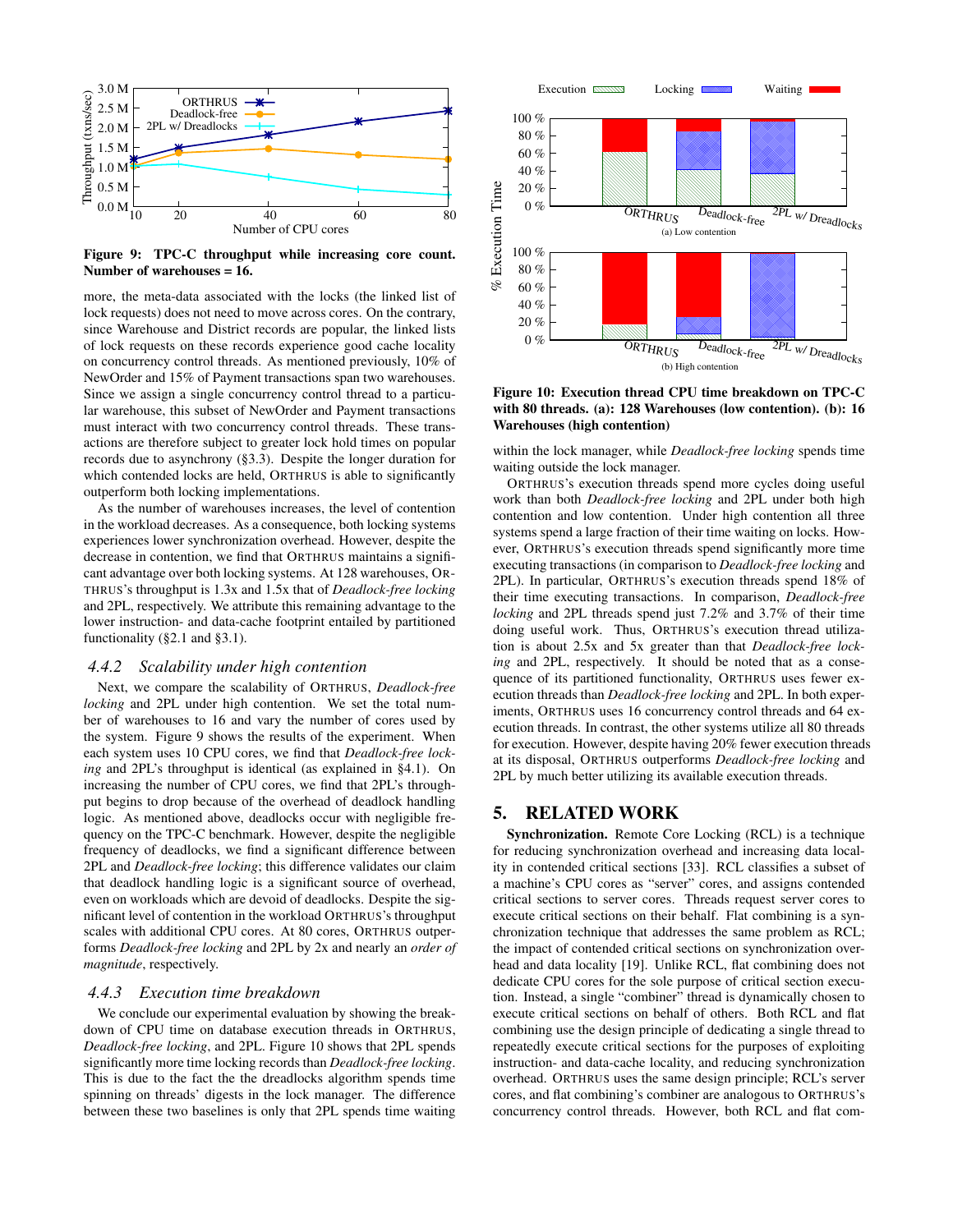3.0 M
2.5 M
2.0 M
1.5 M
1.0 M
0.5 M
0.0 M
Throughput (txns/sec)
10 20 40 60 80
Number of CPU cores
ORTHRUS
Deadlock-free
2PL w/ Dreadlocks

**Figure 9: TPC-C throughput while increasing core count. Number of warehouses = 16.**

more, the meta-data associated with the locks (the linked list of lock requests) does not need to move across cores. On the contrary, since Warehouse and District records are popular, the linked lists of lock requests on these records experience good cache locality on concurrency control threads. As mentioned previously, 10% of NewOrder and 15% of Payment transactions span two warehouses. Since we assign a single concurrency control thread to a particular warehouse, this subset of NewOrder and Payment transactions must interact with two concurrency control threads. These transactions are therefore subject to greater lock hold times on popular records due to asynchrony (§3.3). Despite the longer duration for which contended locks are held, ORTHRUS is able to significantly outperform both locking implementations.

As the number of warehouses increases, the level of contention in the workload decreases. As a consequence, both locking systems experiences lower synchronization overhead. However, despite the decrease in contention, we find that ORTHRUS maintains a significant advantage over both locking systems. At 128 warehouses, ORTHRUS's throughput is 1.3x and 1.5x that of *Deadlock-free locking* and 2PL, respectively. We attribute this remaining advantage to the lower instruction- and data-cache footprint entailed by partitioned functionality (§2.1 and §3.1).

### 4.4.2 Scalability under high contention

Next, we compare the scalability of ORTHRUS, *Deadlock-free locking* and 2PL under high contention. We set the total number of warehouses to 16 and vary the number of cores used by the system. Figure 9 shows the results of the experiment. When each system uses 10 CPU cores, we find that *Deadlock-free locking* and 2PL's throughput is identical (as explained in §4.1). On increasing the number of CPU cores, we find that 2PL's throughput begins to drop because of the overhead of deadlock handling logic. As mentioned above, deadlocks occur with negligible frequency on the TPC-C benchmark. However, despite the negligible frequency of deadlocks, we find a significant difference between 2PL and *Deadlock-free locking*; this difference validates our claim that deadlock handling logic is a significant source of overhead, even on workloads which are devoid of deadlocks. Despite the significant level of contention in the workload ORTHRUS's throughput scales with additional CPU cores. At 80 cores, ORTHRUS outperforms *Deadlock-free locking* and 2PL by 2x and nearly an *order of magnitude*, respectively.

### 4.4.3 Execution time breakdown

We conclude our experimental evaluation by showing the breakdown of CPU time on database execution threads in ORTHRUS, *Deadlock-free locking*, and 2PL. Figure 10 shows that 2PL spends significantly more time locking records than *Deadlock-free locking*. This is due to the fact the the dreadlocks algorithm spends time spinning on threads' digests in the lock manager. The difference between these two baselines is only that 2PL spends time waiting within the lock manager, while *Deadlock-free locking* spends time waiting outside the lock manager.

Execution Locking Waiting
% Execution Time
100 % 80 % 60 % 40 % 20 % 0 %
ORTHRUS Deadlock-free 2PL w/ Dreadlocks
(a) Low contention
100 % 80 % 60 % 40 % 20 % 0 %
ORTHRUS Deadlock-free 2PL w/ Dreadlocks
(b) High contention

**Figure 10: Execution thread CPU time breakdown on TPC-C with 80 threads. (a): 128 Warehouses (low contention). (b): 16 Warehouses (high contention)**

ORTHRUS's execution threads spend more cycles doing useful work than both *Deadlock-free locking* and 2PL under both high contention and low contention. Under high contention all three systems spend a large fraction of their time waiting on locks. However, ORTHRUS's execution threads spend significantly more time executing transactions (in comparison to *Deadlock-free locking* and 2PL). In particular, ORTHRUS's execution threads spend 18% of their time executing transactions. In comparison, *Deadlock-free locking* and 2PL threads spend just 7.2% and 3.7% of their time doing useful work. Thus, ORTHRUS's execution thread utilization is about 2.5x and 5x greater than that *Deadlock-free locking* and 2PL, respectively. It should be noted that as a consequence of its partitioned functionality, ORTHRUS uses fewer execution threads than *Deadlock-free locking* and 2PL. In both experiments, ORTHRUS uses 16 concurrency control threads and 64 execution threads. In contrast, the other systems utilize all 80 threads for execution. However, despite having 20% fewer execution threads at its disposal, ORTHRUS outperforms *Deadlock-free locking* and 2PL by much better utilizing its available execution threads.

## 5. RELATED WORK

**Synchronization.** Remote Core Locking (RCL) is a technique for reducing synchronization overhead and increasing data locality in contended critical sections [33]. RCL classifies a subset of a machine's CPU cores as "server" cores, and assigns contended critical sections to server cores. Threads request server cores to execute critical sections on their behalf. Flat combining is a synchronization technique that addresses the same problem as RCL; the impact of contended critical sections on synchronization overhead and data locality [19]. Unlike RCL, flat combining does not dedicate CPU cores for the sole purpose of critical section execution. Instead, a single "combiner" thread is dynamically chosen to execute critical sections on behalf of others. Both RCL and flat combining use the design principle of dedicating a single thread to repeatedly execute critical sections for the purposes of exploiting instruction- and data-cache locality, and reducing synchronization overhead. ORTHRUS uses the same design principle; RCL's server cores, and flat combining's combiner are analogous to ORTHRUS's concurrency control threads. However, both RCL and flat com-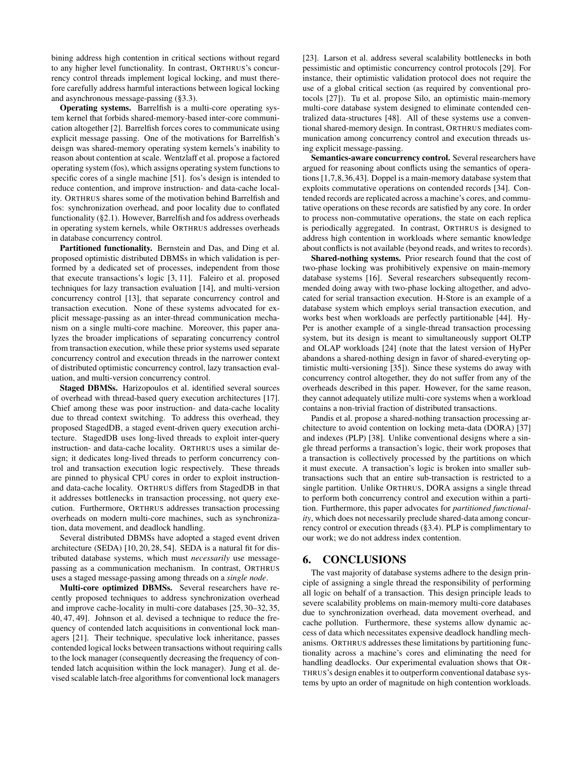bining address high contention in critical sections without regard to any higher level functionality. In contrast, ORTHRUS's concurrency control threads implement logical locking, and must therefore carefully address harmful interactions between logical locking and asynchronous message-passing (§3.3).

**Operating systems.** Barrelfish is a multi-core operating system kernel that forbids shared-memory-based inter-core communication altogether [2]. Barrelfish forces cores to communicate using explicit message passing. One of the motivations for Barrelfish's deisgn was shared-memory operating system kernels's inability to reason about contention at scale. Wentzlaff et al. propose a factored operating system (fos), which assigns operating system functions to specific cores of a single machine [51]. fos's design is intended to reduce contention, and improve instruction- and data-cache locality. ORTHRUS shares some of the motivation behind Barrelfish and fos: synchronization overhead, and poor locality due to conflated functionality (§2.1). However, Barrelfish and fos address overheads in operating system kernels, while ORTHRUS addresses overheads in database concurrency control.

**Partitioned functionality.** Bernstein and Das, and Ding et al. proposed optimistic distributed DBMSs in which validation is performed by a dedicated set of processes, independent from those that execute transactions's logic [3, 11]. Faleiro et al. proposed techniques for lazy transaction evaluation [14], and multi-version concurrency control [13], that separate concurrency control and transaction execution. None of these systems advocated for explicit message-passing as an inter-thread communication mechanism on a single multi-core machine. Moreover, this paper analyzes the broader implications of separating concurrency control from transaction execution, while these prior systems used separate concurrency control and execution threads in the narrower context of distributed optimistic concurrency control, lazy transaction evaluation, and multi-version concurrency control.

**Staged DBMSs.** Harizopoulos et al. identified several sources of overhead with thread-based query execution architectures [17]. Chief among these was poor instruction- and data-cache locality due to thread context switching. To address this overhead, they proposed StagedDB, a staged event-driven query execution architecture. StagedDB uses long-lived threads to exploit inter-query instruction- and data-cache locality. ORTHRUS uses a similar design; it dedicates long-lived threads to perform concurrency control and transaction execution logic respectively. These threads are pinned to physical CPU cores in order to exploit instruction- and data-cache locality. ORTHRUS differs from StagedDB in that it addresses bottlenecks in transaction processing, not query execution. Furthermore, ORTHRUS addresses transaction processing overheads on modern multi-core machines, such as synchronization, data movement, and deadlock handling.

Several distributed DBMSs have adopted a staged event driven architecture (SEDA) [10, 20, 28, 54]. SEDA is a natural fit for distributed database systems, which must *necessarily* use message-passing as a communication mechanism. In contrast, ORTHRUS uses a staged message-passing among threads on a *single node*.

**Multi-core optimized DBMSs.** Several researchers have recently proposed techniques to address synchronization overhead and improve cache-locality in multi-core databases [25, 30–32, 35, 40, 47, 49]. Johnson et al. devised a technique to reduce the frequency of contended latch acquisitions in conventional lock managers [21]. Their technique, speculative lock inheritance, passes contended logical locks between transactions without requiring calls to the lock manager (consequently decreasing the frequency of contended latch acquisition within the lock manager). Jung et al. devised scalable latch-free algorithms for conventional lock managers [23]. Larson et al. address several scalability bottlenecks in both pessimistic and optimistic concurrency control protocols [29]. For instance, their optimistic validation protocol does not require the use of a global critical section (as required by conventional protocols [27]). Tu et al. propose Silo, an optimistic main-memory multi-core database system designed to eliminate contended centralized data-structures [48]. All of these systems use a conventional shared-memory design. In contrast, ORTHRUS mediates communication among concurrency control and execution threads using explicit message-passing.

**Semantics-aware concurrency control.** Several researchers have argued for reasoning about conflicts using the semantics of operations [1,7,8,36,43]. Doppel is a main-memory database system that exploits commutative operations on contended records [34]. Contended records are replicated across a machine's cores, and commutative operations on these records are satisfied by any core. In order to process non-commutative operations, the state on each replica is periodically aggregated. In contrast, ORTHRUS is designed to address high contention in workloads where semantic knowledge about conflicts is not available (beyond reads, and writes to records).

**Shared-nothing systems.** Prior research found that the cost of two-phase locking was prohibitively expensive on main-memory database systems [16]. Several researchers subsequently recommended doing away with two-phase locking altogether, and advocated for serial transaction execution. H-Store is an example of a database system which employs serial transaction execution, and works best when workloads are perfectly partitionable [44]. HyPer is another example of a single-thread transaction processing system, but its design is meant to simultaneously support OLTP and OLAP workloads [24] (note that the latest version of HyPer abandons a shared-nothing design in favor of shared-everyting optimistic multi-versioning [35]). Since these systems do away with concurrency control altogether, they do not suffer from any of the overheads described in this paper. However, for the same reason, they cannot adequately utilize multi-core systems when a workload contains a non-trivial fraction of distributed transactions.

Pandis et al. propose a shared-nothing transaction processing architecture to avoid contention on locking meta-data (DORA) [37] and indexes (PLP) [38]. Unlike conventional designs where a single thread performs a transaction's logic, their work proposes that a transaction is collectively processed by the partitions on which it must execute. A transaction's logic is broken into smaller sub-transactions such that an entire sub-transaction is restricted to a single partition. Unlike ORTHRUS, DORA assigns a single thread to perform both concurrency control and execution within a partition. Furthermore, this paper advocates for *partitioned functionality*, which does not necessarily preclude shared-data among concurrency control or execution threads (§3.4). PLP is complimentary to our work; we do not address index contention.

## 6. CONCLUSIONS

The vast majority of database systems adhere to the design principle of assigning a single thread the responsibility of performing all logic on behalf of a transaction. This design principle leads to severe scalability problems on main-memory multi-core databases due to synchronization overhead, data movement overhead, and cache pollution. Furthermore, these systems allow dynamic access of data which necessitates expensive deadlock handling mechanisms. ORTHRUS addresses these limitations by partitioning functionality across a machine's cores and eliminating the need for handling deadlocks. Our experimental evaluation shows that ORTHRUS's design enables it to outperform conventional database systems by upto an order of magnitude on high contention workloads.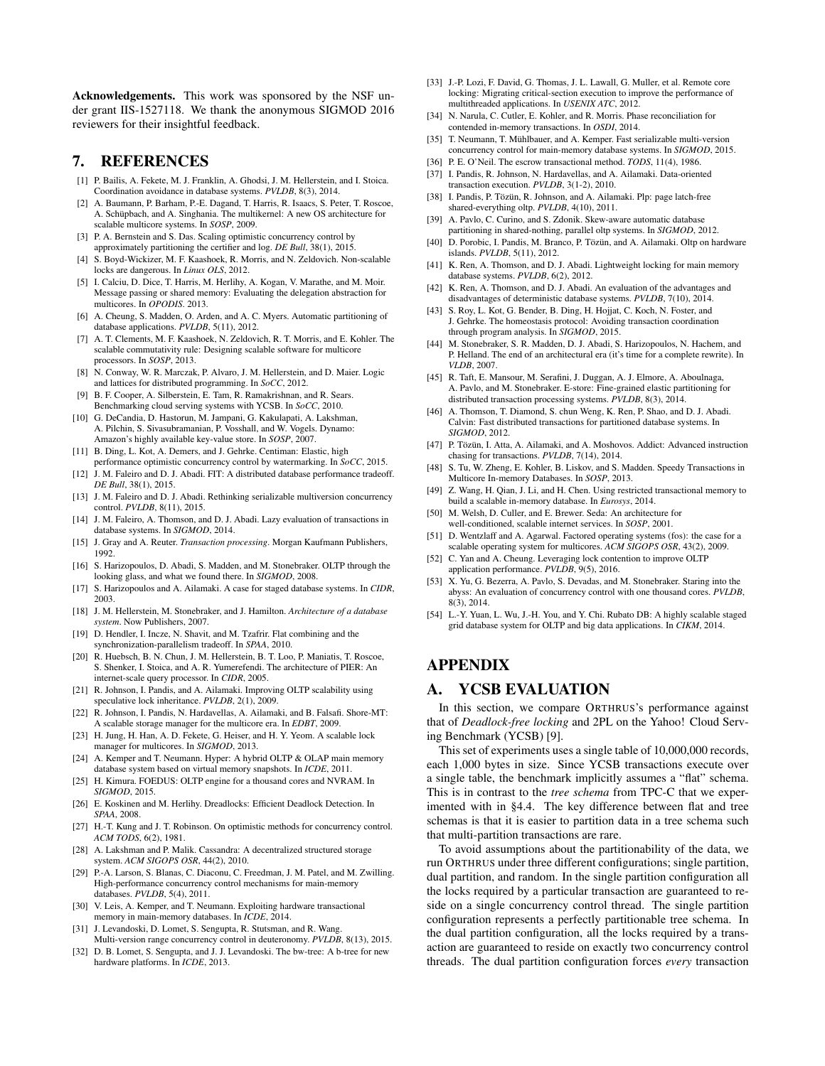**Acknowledgements.** This work was sponsored by the NSF under grant IIS-1527118. We thank the anonymous SIGMOD 2016 reviewers for their insightful feedback.

## 7. REFERENCES

[1] P. Bailis, A. Fekete, M. J. Franklin, A. Ghodsi, J. M. Hellerstein, and I. Stoica. Coordination avoidance in database systems. *PVLDB*, 8(3), 2014.

[2] A. Baumann, P. Barham, P.-E. Dagand, T. Harris, R. Isaacs, S. Peter, T. Roscoe, A. Schüpbach, and A. Singhania. The multikernel: A new OS architecture for scalable multicore systems. In *SOSP*, 2009.

[3] P. A. Bernstein and S. Das. Scaling optimistic concurrency control by approximately partitioning the certifier and log. *DE Bull*, 38(1), 2015.

[4] S. Boyd-Wickizer, M. F. Kaashoek, R. Morris, and N. Zeldovich. Non-scalable locks are dangerous. In *Linux OLS*, 2012.

[5] I. Calciu, D. Dice, T. Harris, M. Herlihy, A. Kogan, V. Marathe, and M. Moir. Message passing or shared memory: Evaluating the delegation abstraction for multicores. In *OPODIS*. 2013.

[6] A. Cheung, S. Madden, O. Arden, and A. C. Myers. Automatic partitioning of database applications. *PVLDB*, 5(11), 2012.

[7] A. T. Clements, M. F. Kaashoek, N. Zeldovich, R. T. Morris, and E. Kohler. The scalable commutativity rule: Designing scalable software for multicore processors. In *SOSP*, 2013.

[8] N. Conway, W. R. Marczak, P. Alvaro, J. M. Hellerstein, and D. Maier. Logic and lattices for distributed programming. In *SoCC*, 2012.

[9] B. F. Cooper, A. Silberstein, E. Tam, R. Ramakrishnan, and R. Sears. Benchmarking cloud serving systems with YCSB. In *SoCC*, 2010.

[10] G. DeCandia, D. Hastorun, M. Jampani, G. Kakulapati, A. Lakshman, A. Pilchin, S. Sivasubramanian, P. Vosshall, and W. Vogels. Dynamo: Amazon's highly available key-value store. In *SOSP*, 2007.

[11] B. Ding, L. Kot, A. Demers, and J. Gehrke. Centiman: Elastic, high performance optimistic concurrency control by watermarking. In *SoCC*, 2015.

[12] J. M. Faleiro and D. J. Abadi. FIT: A distributed database performance tradeoff. *DE Bull*, 38(1), 2015.

[13] J. M. Faleiro and D. J. Abadi. Rethinking serializable multiversion concurrency control. *PVLDB*, 8(11), 2015.

[14] J. M. Faleiro, A. Thomson, and D. J. Abadi. Lazy evaluation of transactions in database systems. In *SIGMOD*, 2014.

[15] J. Gray and A. Reuter. *Transaction processing*. Morgan Kaufmann Publishers, 1992.

[16] S. Harizopoulos, D. Abadi, S. Madden, and M. Stonebraker. OLTP through the looking glass, and what we found there. In *SIGMOD*, 2008.

[17] S. Harizopoulos and A. Ailamaki. A case for staged database systems. In *CIDR*, 2003.

[18] J. M. Hellerstein, M. Stonebraker, and J. Hamilton. *Architecture of a database system*. Now Publishers, 2007.

[19] D. Hendler, I. Incze, N. Shavit, and M. Tzafrir. Flat combining and the synchronization-parallelism tradeoff. In *SPAA*, 2010.

[20] R. Huebsch, B. N. Chun, J. M. Hellerstein, B. T. Loo, P. Maniatis, T. Roscoe, S. Shenker, I. Stoica, and A. R. Yumerefendi. The architecture of PIER: An internet-scale query processor. In *CIDR*, 2005.

[21] R. Johnson, I. Pandis, and A. Ailamaki. Improving OLTP scalability using speculative lock inheritance. *PVLDB*, 2(1), 2009.

[22] R. Johnson, I. Pandis, N. Hardavellas, A. Ailamaki, and B. Falsafi. Shore-MT: A scalable storage manager for the multicore era. In *EDBT*, 2009.

[23] H. Jung, H. Han, A. D. Fekete, G. Heiser, and H. Y. Yeom. A scalable lock manager for multicores. In *SIGMOD*, 2013.

[24] A. Kemper and T. Neumann. Hyper: A hybrid OLTP & OLAP main memory database system based on virtual memory snapshots. In *ICDE*, 2011.

[25] H. Kimura. FOEDUS: OLTP engine for a thousand cores and NVRAM. In *SIGMOD*, 2015.

[26] E. Koskinen and M. Herlihy. Dreadlocks: Efficient Deadlock Detection. In *SPAA*, 2008.

[27] H.-T. Kung and J. T. Robinson. On optimistic methods for concurrency control. *ACM TODS*, 6(2), 1981.

[28] A. Lakshman and P. Malik. Cassandra: A decentralized structured storage system. *ACM SIGOPS OSR*, 44(2), 2010.

[29] P.-A. Larson, S. Blanas, C. Diaconu, C. Freedman, J. M. Patel, and M. Zwilling. High-performance concurrency control mechanisms for main-memory databases. *PVLDB*, 5(4), 2011.

[30] V. Leis, A. Kemper, and T. Neumann. Exploiting hardware transactional memory in main-memory databases. In *ICDE*, 2014.

[31] J. Levandoski, D. Lomet, S. Sengupta, R. Stutsman, and R. Wang. Multi-version range concurrency control in deuteronomy. *PVLDB*, 8(13), 2015.

[32] D. B. Lomet, S. Sengupta, and J. J. Levandoski. The bw-tree: A b-tree for new hardware platforms. In *ICDE*, 2013.

[33] J.-P. Lozi, F. David, G. Thomas, J. L. Lawall, G. Muller, et al. Remote core locking: Migrating critical-section execution to improve the performance of multithreaded applications. In *USENIX ATC*, 2012.

[34] N. Narula, C. Cutler, E. Kohler, and R. Morris. Phase reconciliation for contended in-memory transactions. In *OSDI*, 2014.

[35] T. Neumann, T. Mühlbauer, and A. Kemper. Fast serializable multi-version concurrency control for main-memory database systems. In *SIGMOD*, 2015.

[36] P. E. O'Neil. The escrow transactional method. *TODS*, 11(4), 1986.

[37] I. Pandis, R. Johnson, N. Hardavellas, and A. Ailamaki. Data-oriented transaction execution. *PVLDB*, 3(1-2), 2010.

[38] I. Pandis, P. Tözün, R. Johnson, and A. Ailamaki. Plp: page latch-free shared-everything oltp. *PVLDB*, 4(10), 2011.

[39] A. Pavlo, C. Curino, and S. Zdonik. Skew-aware automatic database partitioning in shared-nothing, parallel oltp systems. In *SIGMOD*, 2012.

[40] D. Porobic, I. Pandis, M. Branco, P. Tözün, and A. Ailamaki. Oltp on hardware islands. *PVLDB*, 5(11), 2012.

[41] K. Ren, A. Thomson, and D. J. Abadi. Lightweight locking for main memory database systems. *PVLDB*, 6(2), 2012.

[42] K. Ren, A. Thomson, and D. J. Abadi. An evaluation of the advantages and disadvantages of deterministic database systems. *PVLDB*, 7(10), 2014.

[43] S. Roy, L. Kot, G. Bender, B. Ding, H. Hojjat, C. Koch, N. Foster, and J. Gehrke. The homeostasis protocol: Avoiding transaction coordination through program analysis. In *SIGMOD*, 2015.

[44] M. Stonebraker, S. R. Madden, D. J. Abadi, S. Harizopoulos, N. Hachem, and P. Helland. The end of an architectural era (it's time for a complete rewrite). In *VLDB*, 2007.

[45] R. Taft, E. Mansour, M. Serafini, J. Duggan, A. J. Elmore, A. Aboulnaga, A. Pavlo, and M. Stonebraker. E-store: Fine-grained elastic partitioning for distributed transaction processing systems. *PVLDB*, 8(3), 2014.

[46] A. Thomson, T. Diamond, S. chun Weng, K. Ren, P. Shao, and D. J. Abadi. Calvin: Fast distributed transactions for partitioned database systems. In *SIGMOD*, 2012.

[47] P. Tözün, I. Atta, A. Ailamaki, and A. Moshovos. Addict: Advanced instruction chasing for transactions. *PVLDB*, 7(14), 2014.

[48] S. Tu, W. Zheng, E. Kohler, B. Liskov, and S. Madden. Speedy Transactions in Multicore In-memory Databases. In *SOSP*, 2013.

[49] Z. Wang, H. Qian, J. Li, and H. Chen. Using restricted transactional memory to build a scalable in-memory database. In *Eurosys*, 2014.

[50] M. Welsh, D. Culler, and E. Brewer. Seda: An architecture for well-conditioned, scalable internet services. In *SOSP*, 2001.

[51] D. Wentzlaff and A. Agarwal. Factored operating systems (fos): the case for a scalable operating system for multicores. *ACM SIGOPS OSR*, 43(2), 2009.

[52] C. Yan and A. Cheung. Leveraging lock contention to improve OLTP application performance. *PVLDB*, 9(5), 2016.

[53] X. Yu, G. Bezerra, A. Pavlo, S. Devadas, and M. Stonebraker. Staring into the abyss: An evaluation of concurrency control with one thousand cores. *PVLDB*, 8(3), 2014.

[54] L.-Y. Yuan, L. Wu, J.-H. You, and Y. Chi. Rubato DB: A highly scalable staged grid database system for OLTP and big data applications. In *CIKM*, 2014.

# APPENDIX

## A. YCSB EVALUATION

In this section, we compare ORTHRUS's performance against that of *Deadlock-free locking* and 2PL on the Yahoo! Cloud Serving Benchmark (YCSB) [9].

This set of experiments uses a single table of 10,000,000 records, each 1,000 bytes in size. Since YCSB transactions execute over a single table, the benchmark implicitly assumes a "flat" schema. This is in contrast to the *tree schema* from TPC-C that we experimented with in §4.4. The key difference between flat and tree schemas is that it is easier to partition data in a tree schema such that multi-partition transactions are rare.

To avoid assumptions about the partitionability of the data, we run ORTHRUS under three different configurations; single partition, dual partition, and random. In the single partition configuration all the locks required by a particular transaction are guaranteed to reside on a single concurrency control thread. The single partition configuration represents a perfectly partitionable tree schema. In the dual partition configuration, all the locks required by a transaction are guaranteed to reside on exactly two concurrency control threads. The dual partition configuration forces *every* transaction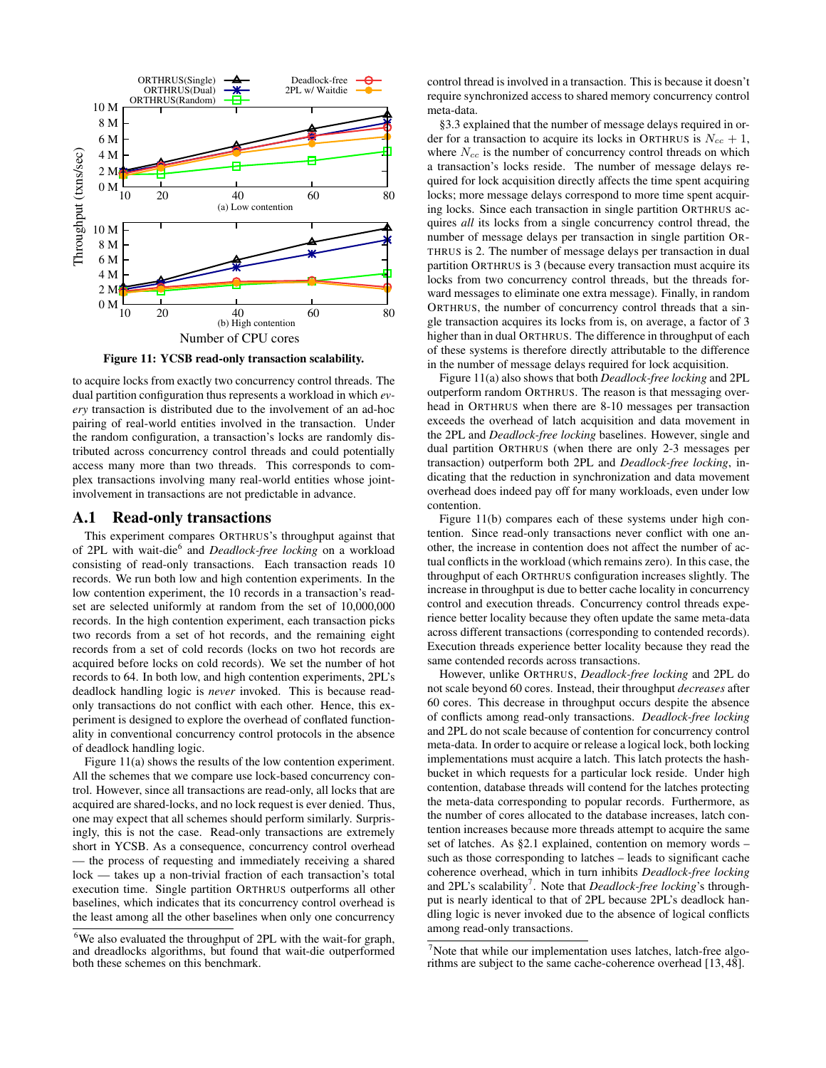ORTHRUS(Single)
ORTHRUS(Dual)
ORTHRUS(Random)
Deadlock-free
2PL w/ Waitdie

Throughput (txns/sec)

10 M
8 M
6 M
4 M
2 M
0 M

10 20 40 60 80

(a) Low contention

10 M
8 M
6 M
4 M
2 M
0 M

10 20 40 60 80

(b) High contention

Number of CPU cores

**Figure 11: YCSB read-only transaction scalability.**

to acquire locks from exactly two concurrency control threads. The dual partition configuration thus represents a workload in which *every* transaction is distributed due to the involvement of an ad-hoc pairing of real-world entities involved in the transaction. Under the random configuration, a transaction's locks are randomly distributed across concurrency control threads and could potentially access many more than two threads. This corresponds to complex transactions involving many real-world entities whose joint-involvement in transactions are not predictable in advance.

## A.1 Read-only transactions

This experiment compares ORTHRUS's throughput against that of 2PL with wait-die[6] and *Deadlock-free locking* on a workload consisting of read-only transactions. Each transaction reads 10 records. We run both low and high contention experiments. In the low contention experiment, the 10 records in a transaction's read-set are selected uniformly at random from the set of 10,000,000 records. In the high contention experiment, each transaction picks two records from a set of hot records, and the remaining eight records from a set of cold records (locks on two hot records are acquired before locks on cold records). We set the number of hot records to 64. In both low, and high contention experiments, 2PL's deadlock handling logic is *never* invoked. This is because read-only transactions do not conflict with each other. Hence, this experiment is designed to explore the overhead of conflated functionality in conventional concurrency control protocols in the absence of deadlock handling logic.

Figure 11(a) shows the results of the low contention experiment. All the schemes that we compare use lock-based concurrency control. However, since all transactions are read-only, all locks that are acquired are shared-locks, and no lock request is ever denied. Thus, one may expect that all schemes should perform similarly. Surprisingly, this is not the case. Read-only transactions are extremely short in YCSB. As a consequence, concurrency control overhead — the process of requesting and immediately receiving a shared lock — takes up a non-trivial fraction of each transaction's total execution time. Single partition ORTHRUS outperforms all other baselines, which indicates that its concurrency control overhead is the least among all the other baselines when only one concurrency control thread is involved in a transaction. This is because it doesn't require synchronized access to shared memory concurrency control meta-data.

§3.3 explained that the number of message delays required in order for a transaction to acquire its locks in ORTHRUS is $N_{cc} + 1$, where $N_{cc}$ is the number of concurrency control threads on which a transaction's locks reside. The number of message delays required for lock acquisition directly affects the time spent acquiring locks; more message delays correspond to more time spent acquiring locks. Since each transaction in single partition ORTHRUS acquires *all* its locks from a single concurrency control thread, the number of message delays per transaction in single partition ORTHRUS is 2. The number of message delays per transaction in dual partition ORTHRUS is 3 (because every transaction must acquire its locks from two concurrency control threads, but the threads forward messages to eliminate one extra message). Finally, in random ORTHRUS, the number of concurrency control threads that a single transaction acquires its locks from is, on average, a factor of 3 higher than in dual ORTHRUS. The difference in throughput of each of these systems is therefore directly attributable to the difference in the number of message delays required for lock acquisition.

Figure 11(a) also shows that both *Deadlock-free locking* and 2PL outperform random ORTHRUS. The reason is that messaging overhead in ORTHRUS when there are 8-10 messages per transaction exceeds the overhead of latch acquisition and data movement in the 2PL and *Deadlock-free locking* baselines. However, single and dual partition ORTHRUS (when there are only 2-3 messages per transaction) outperform both 2PL and *Deadlock-free locking*, indicating that the reduction in synchronization and data movement overhead does indeed pay off for many workloads, even under low contention.

Figure 11(b) compares each of these systems under high contention. Since read-only transactions never conflict with one another, the increase in contention does not affect the number of actual conflicts in the workload (which remains zero). In this case, the throughput of each ORTHRUS configuration increases slightly. The increase in throughput is due to better cache locality in concurrency control and execution threads. Concurrency control threads experience better locality because they often update the same meta-data across different transactions (corresponding to contended records). Execution threads experience better locality because they read the same contended records across transactions.

However, unlike ORTHRUS, *Deadlock-free locking* and 2PL do not scale beyond 60 cores. Instead, their throughput *decreases* after 60 cores. This decrease in throughput occurs despite the absence of conflicts among read-only transactions. *Deadlock-free locking* and 2PL do not scale because of contention for concurrency control meta-data. In order to acquire or release a logical lock, both locking implementations must acquire a latch. This latch protects the hash-bucket in which requests for a particular lock reside. Under high contention, database threads will contend for the latches protecting the meta-data corresponding to popular records. Furthermore, as the number of cores allocated to the database increases, latch contention increases because more threads attempt to acquire the same set of latches. As §2.1 explained, contention on memory words – such as those corresponding to latches – leads to significant cache coherence overhead, which in turn inhibits *Deadlock-free locking* and 2PL's scalability[7]. Note that *Deadlock-free locking*'s throughput is nearly identical to that of 2PL because 2PL's deadlock handling logic is never invoked due to the absence of logical conflicts among read-only transactions.

[6]We also evaluated the throughput of 2PL with the wait-for graph, and dreadlocks algorithms, but found that wait-die outperformed both these schemes on this benchmark.

[7]Note that while our implementation uses latches, latch-free algorithms are subject to the same cache-coherence overhead [13, 48].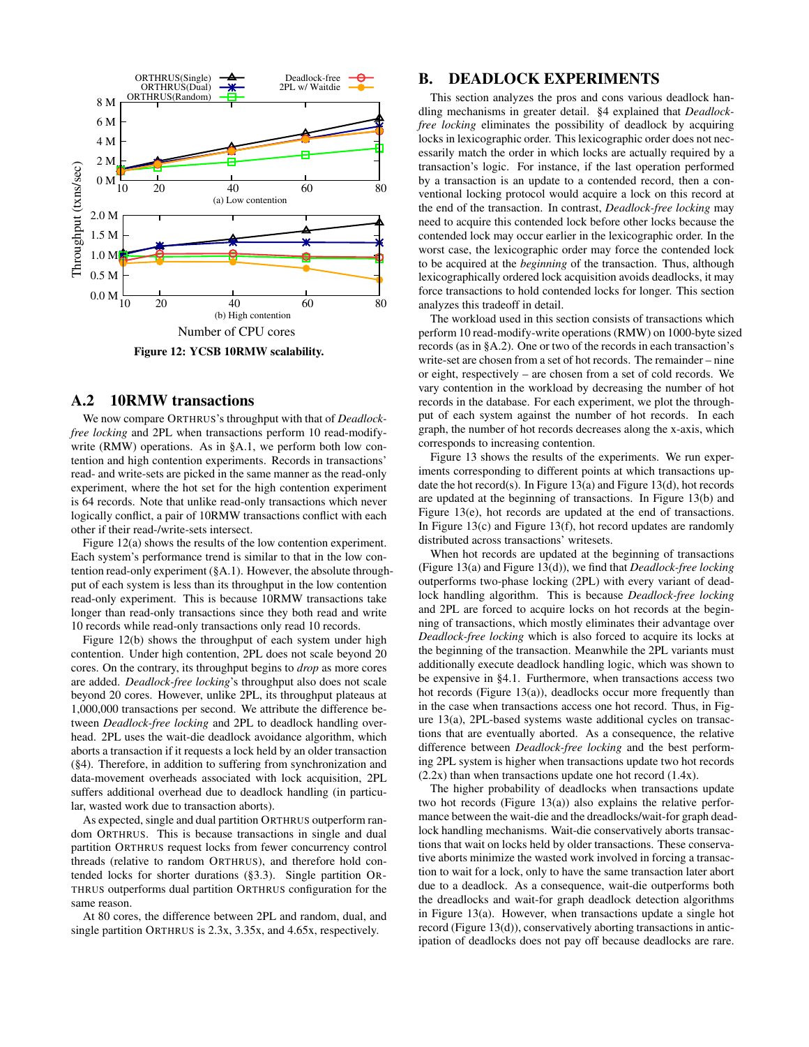Figure 12: YCSB 10RMW scalability.

## A.2 10RMW transactions

We now compare ORTHRUS's throughput with that of *Deadlock-free locking* and 2PL when transactions perform 10 read-modify-write (RMW) operations. As in §A.1, we perform both low contention and high contention experiments. Records in transactions' read- and write-sets are picked in the same manner as the read-only experiment, where the hot set for the high contention experiment is 64 records. Note that unlike read-only transactions which never logically conflict, a pair of 10RMW transactions conflict with each other if their read-/write-sets intersect.

Figure 12(a) shows the results of the low contention experiment. Each system's performance trend is similar to that in the low contention read-only experiment (§A.1). However, the absolute throughput of each system is less than its throughput in the low contention read-only experiment. This is because 10RMW transactions take longer than read-only transactions since they both read and write 10 records while read-only transactions only read 10 records.

Figure 12(b) shows the throughput of each system under high contention. Under high contention, 2PL does not scale beyond 20 cores. On the contrary, its throughput begins to *drop* as more cores are added. *Deadlock-free locking*'s throughput also does not scale beyond 20 cores. However, unlike 2PL, its throughput plateaus at 1,000,000 transactions per second. We attribute the difference between *Deadlock-free locking* and 2PL to deadlock handling overhead. 2PL uses the wait-die deadlock avoidance algorithm, which aborts a transaction if it requests a lock held by an older transaction (§4). Therefore, in addition to suffering from synchronization and data-movement overheads associated with lock acquisition, 2PL suffers additional overhead due to deadlock handling (in particular, wasted work due to transaction aborts).

As expected, single and dual partition ORTHRUS outperform random ORTHRUS. This is because transactions in single and dual partition ORTHRUS request locks from fewer concurrency control threads (relative to random ORTHRUS), and therefore hold contended locks for shorter durations (§3.3). Single partition ORTHRUS outperforms dual partition ORTHRUS configuration for the same reason.

At 80 cores, the difference between 2PL and random, dual, and single partition ORTHRUS is 2.3x, 3.35x, and 4.65x, respectively.

# B. DEADLOCK EXPERIMENTS

This section analyzes the pros and cons various deadlock handling mechanisms in greater detail. §4 explained that *Deadlock-free locking* eliminates the possibility of deadlock by acquiring locks in lexicographic order. This lexicographic order does not necessarily match the order in which locks are actually required by a transaction's logic. For instance, if the last operation performed by a transaction is an update to a contended record, then a conventional locking protocol would acquire a lock on this record at the end of the transaction. In contrast, *Deadlock-free locking* may need to acquire this contended lock before other locks because the contended lock may occur earlier in the lexicographic order. In the worst case, the lexicographic order may force the contended lock to be acquired at the *beginning* of the transaction. Thus, although lexicographically ordered lock acquisition avoids deadlocks, it may force transactions to hold contended locks for longer. This section analyzes this tradeoff in detail.

The workload used in this section consists of transactions which perform 10 read-modify-write operations (RMW) on 1000-byte sized records (as in §A.2). One or two of the records in each transaction's write-set are chosen from a set of hot records. The remainder – nine or eight, respectively – are chosen from a set of cold records. We vary contention in the workload by decreasing the number of hot records in the database. For each experiment, we plot the throughput of each system against the number of hot records. In each graph, the number of hot records decreases along the x-axis, which corresponds to increasing contention.

Figure 13 shows the results of the experiments. We run experiments corresponding to different points at which transactions update the hot record(s). In Figure 13(a) and Figure 13(d), hot records are updated at the beginning of transactions. In Figure 13(b) and Figure 13(e), hot records are updated at the end of transactions. In Figure 13(c) and Figure 13(f), hot record updates are randomly distributed across transactions' writesets.

When hot records are updated at the beginning of transactions (Figure 13(a) and Figure 13(d)), we find that *Deadlock-free locking* outperforms two-phase locking (2PL) with every variant of deadlock handling algorithm. This is because *Deadlock-free locking* and 2PL are forced to acquire locks on hot records at the beginning of transactions, which mostly eliminates their advantage over *Deadlock-free locking* which is also forced to acquire its locks at the beginning of the transaction. Meanwhile the 2PL variants must additionally execute deadlock handling logic, which was shown to be expensive in §4.1. Furthermore, when transactions access two hot records (Figure 13(a)), deadlocks occur more frequently than in the case when transactions access one hot record. Thus, in Figure 13(a), 2PL-based systems waste additional cycles on transactions that are eventually aborted. As a consequence, the relative difference between *Deadlock-free locking* and the best performing 2PL system is higher when transactions update two hot records (2.2x) than when transactions update one hot record (1.4x).

The higher probability of deadlocks when transactions update two hot records (Figure 13(a)) also explains the relative performance between the wait-die and the dreadlocks/wait-for graph deadlock handling mechanisms. Wait-die conservatively aborts transactions that wait on locks held by older transactions. These conservative aborts minimize the wasted work involved in forcing a transaction to wait for a lock, only to have the same transaction later abort due to a deadlock. As a consequence, wait-die outperforms both the dreadlocks and wait-for graph deadlock detection algorithms in Figure 13(a). However, when transactions update a single hot record (Figure 13(d)), conservatively aborting transactions in anticipation of deadlocks does not pay off because deadlocks are rare.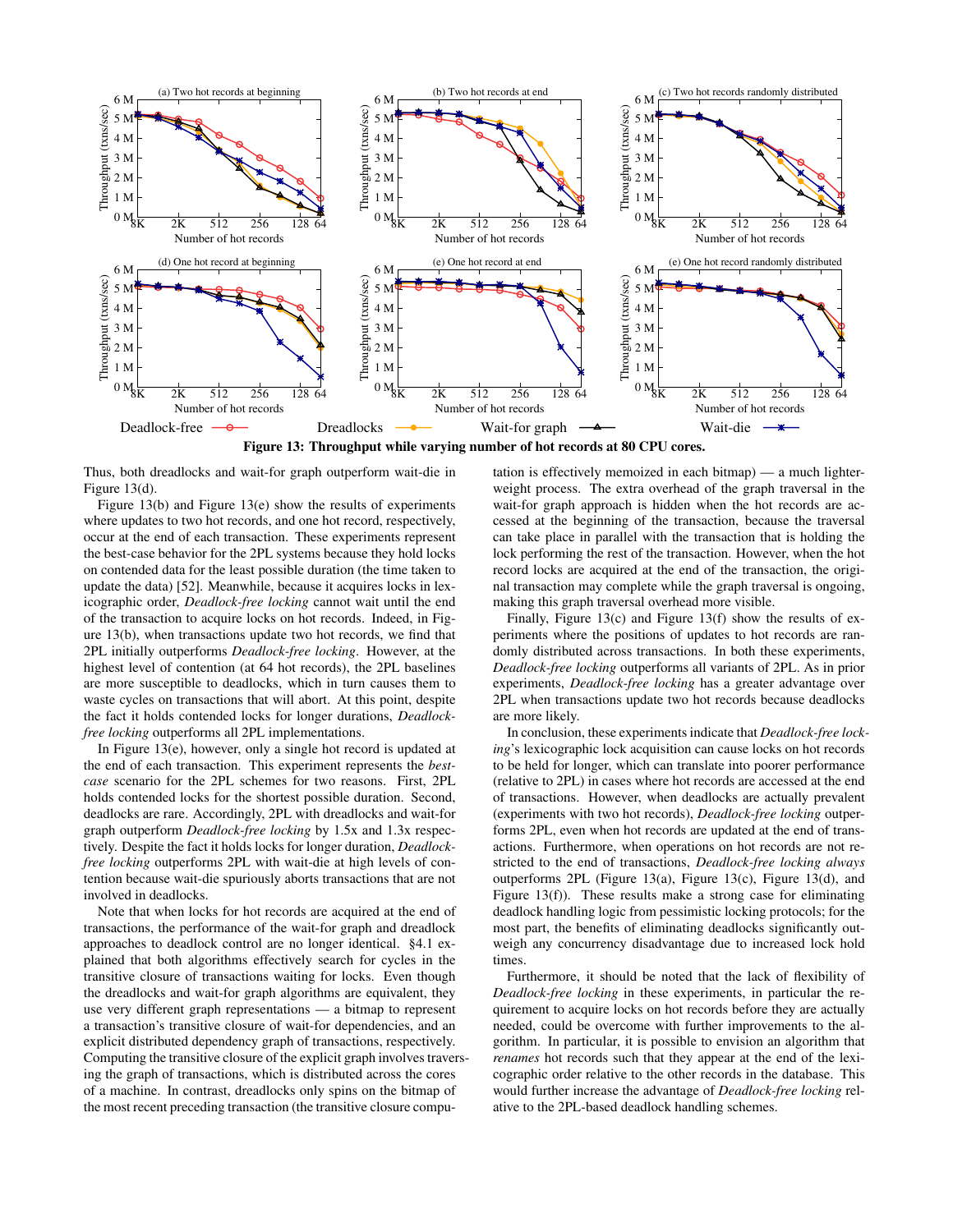(a) Two hot records at beginning
(b) Two hot records at end
(c) Two hot records randomly distributed
(d) One hot record at beginning
(e) One hot record at end
(e) One hot record randomly distributed

Throughput (txns/sec)
0 M
1 M
2 M
3 M
4 M
5 M
6 M

Number of hot records
8K
2K
512
256
128
64

Deadlock-free
Dreadlocks
Wait-for graph
Wait-die

**Figure 13: Throughput while varying number of hot records at 80 CPU cores.**

Thus, both dreadlocks and wait-for graph outperform wait-die in Figure 13(d).

Figure 13(b) and Figure 13(e) show the results of experiments where updates to two hot records, and one hot record, respectively, occur at the end of each transaction. These experiments represent the best-case behavior for the 2PL systems because they hold locks on contended data for the least possible duration (the time taken to update the data) [52]. Meanwhile, because it acquires locks in lexicographic order, *Deadlock-free locking* cannot wait until the end of the transaction to acquire locks on hot records. Indeed, in Figure 13(b), when transactions update two hot records, we find that 2PL initially outperforms *Deadlock-free locking*. However, at the highest level of contention (at 64 hot records), the 2PL baselines are more susceptible to deadlocks, which in turn causes them to waste cycles on transactions that will abort. At this point, despite the fact it holds contended locks for longer durations, *Deadlock-free locking* outperforms all 2PL implementations.

In Figure 13(e), however, only a single hot record is updated at the end of each transaction. This experiment represents the *best-case* scenario for the 2PL schemes for two reasons. First, 2PL holds contended locks for the shortest possible duration. Second, deadlocks are rare. Accordingly, 2PL with dreadlocks and wait-for graph outperform *Deadlock-free locking* by 1.5x and 1.3x respectively. Despite the fact it holds locks for longer duration, *Deadlock-free locking* outperforms 2PL with wait-die at high levels of contention because wait-die spuriously aborts transactions that are not involved in deadlocks.

Note that when locks for hot records are acquired at the end of transactions, the performance of the wait-for graph and deadlock approaches to deadlock control are no longer identical. §4.1 explained that both algorithms effectively search for cycles in the transitive closure of transactions waiting for locks. Even though the dreadlocks and wait-for graph algorithms are equivalent, they use very different graph representations — a bitmap to represent a transaction's transitive closure of wait-for dependencies, and an explicit distributed dependency graph of transactions, respectively. Computing the transitive closure of the explicit graph involves traversing the graph of transactions, which is distributed across the cores of a machine. In contrast, dreadlocks only spins on the bitmap of the most recent preceding transaction (the transitive closure computation is effectively memoized in each bitmap) — a much lighter-weight process. The extra overhead of the graph traversal in the wait-for graph approach is hidden when the hot records are accessed at the beginning of the transaction, because the traversal can take place in parallel with the transaction that is holding the lock performing the rest of the transaction. However, when the hot record locks are acquired at the end of the transaction, the original transaction may complete while the graph traversal is ongoing, making this graph traversal overhead more visible.

Finally, Figure 13(c) and Figure 13(f) show the results of experiments where the positions of updates to hot records are randomly distributed across transactions. In both these experiments, *Deadlock-free locking* outperforms all variants of 2PL. As in prior experiments, *Deadlock-free locking* has a greater advantage over 2PL when transactions update two hot records because deadlocks are more likely.

In conclusion, these experiments indicate that *Deadlock-free locking*'s lexicographic lock acquisition can cause locks on hot records to be held for longer, which can translate into poorer performance (relative to 2PL) in cases where hot records are accessed at the end of transactions. However, when deadlocks are actually prevalent (experiments with two hot records), *Deadlock-free locking* outperforms 2PL, even when hot records are updated at the end of transactions. Furthermore, when operations on hot records are not restricted to the end of transactions, *Deadlock-free locking always* outperforms 2PL (Figure 13(a), Figure 13(c), Figure 13(d), and Figure 13(f)). These results make a strong case for eliminating deadlock handling logic from pessimistic locking protocols; for the most part, the benefits of eliminating deadlocks significantly outweigh any concurrency disadvantage due to increased lock hold times.

Furthermore, it should be noted that the lack of flexibility of *Deadlock-free locking* in these experiments, in particular the requirement to acquire locks on hot records before they are actually needed, could be overcome with further improvements to the algorithm. In particular, it is possible to envision an algorithm that *renames* hot records such that they appear at the end of the lexicographic order relative to the other records in the database. This would further increase the advantage of *Deadlock-free locking* relative to the 2PL-based deadlock handling schemes.